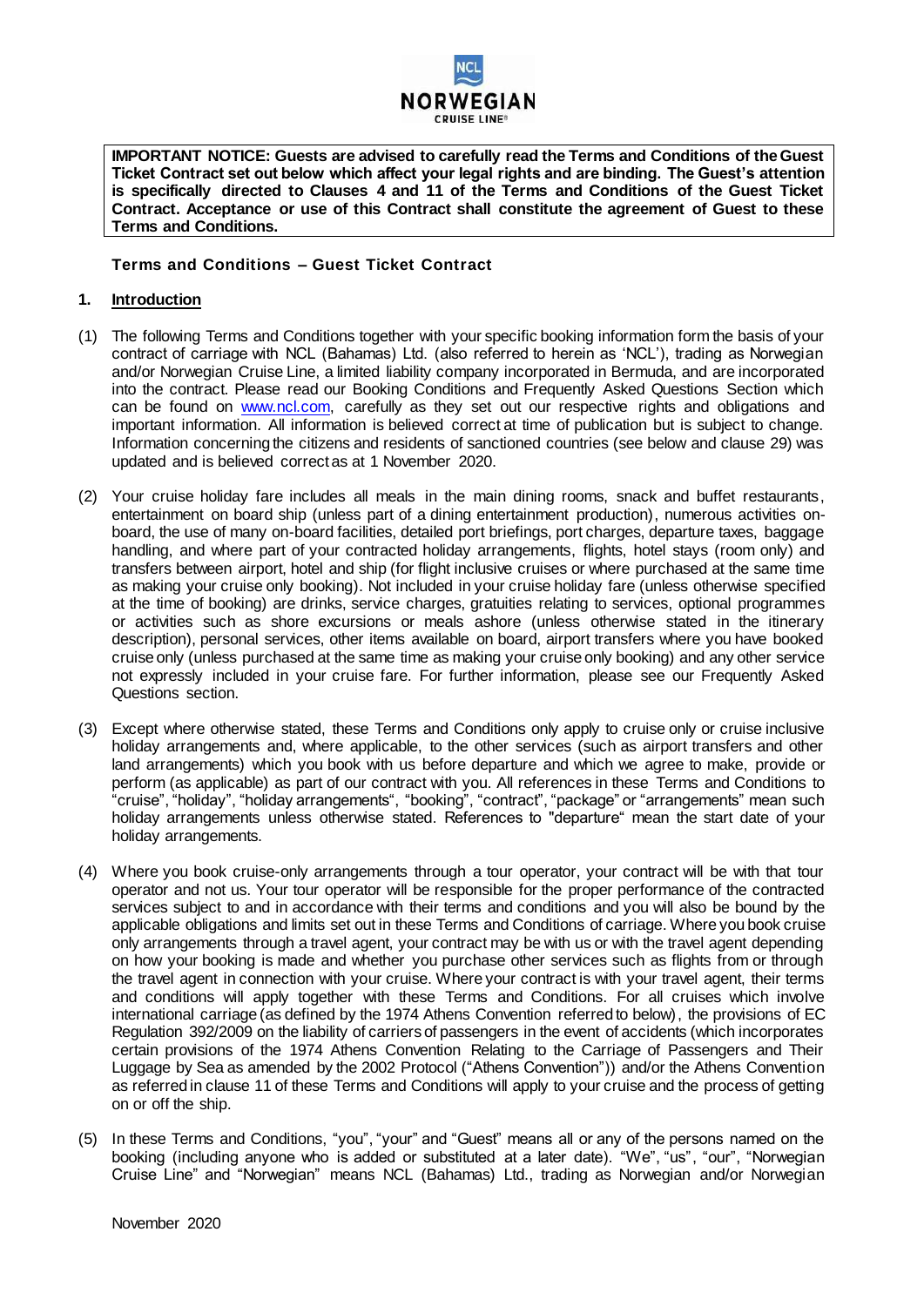**IMPORTANT NOTICE: Guests are advised to carefully read the Terms and Conditions of the Guest Ticket Contract set out below which affect your legal rights and are binding. The Guest's attention is specifically directed to Clauses 4 and 11 of the Terms and Conditions of the Guest Ticket Contract. Acceptance or use of this Contract shall constitute the agreement of Guest to these Terms and Conditions.**

## Terms and Conditions – Guest Ticket Contract

### 1. Introduction

(1) The following Terms and Conditions together with your specific booking information form the basis of your contract of carriage with NCL (Bahamas) Ltd. (also referred to herein as 'NCL'), trading as Norwegian and/or Norwegian Cruise Line, a limited liability company incorporated in Bermuda, and are incorporated into the contract. Please read our Booking Conditions and Frequently Asked Questions Section which can be found on www.ncl.com, carefully as they set out our respective rights and obligations and important information. All information is believed correct at time of publication but is subject to change. Information concerning the citizens and residents of sanctioned countries (see below and clause 29) was updated and is believed correct as at 1 November 2020.

(2) Your cruise holiday fare includes all meals in the main dining rooms, snack and buffet restaurants, entertainment on board ship (unless part of a dining entertainment production), numerous activities on-board, the use of many on-board facilities, detailed port briefings, port charges, departure taxes, baggage handling, and where part of your contracted holiday arrangements, flights, hotel stays (room only) and transfers between airport, hotel and ship (for flight inclusive cruises or where purchased at the same time as making your cruise only booking). Not included in your cruise holiday fare (unless otherwise specified at the time of booking) are drinks, service charges, gratuities relating to services, optional programmes or activities such as shore excursions or meals ashore (unless otherwise stated in the itinerary description), personal services, other items available on board, airport transfers where you have booked cruise only (unless purchased at the same time as making your cruise only booking) and any other service not expressly included in your cruise fare. For further information, please see our Frequently Asked Questions section.

(3) Except where otherwise stated, these Terms and Conditions only apply to cruise only or cruise inclusive holiday arrangements and, where applicable, to the other services (such as airport transfers and other land arrangements) which you book with us before departure and which we agree to make, provide or perform (as applicable) as part of our contract with you. All references in these Terms and Conditions to "cruise", "holiday", "holiday arrangements", "booking", "contract", "package" or "arrangements" mean such holiday arrangements unless otherwise stated. References to "departure" mean the start date of your holiday arrangements.

(4) Where you book cruise-only arrangements through a tour operator, your contract will be with that tour operator and not us. Your tour operator will be responsible for the proper performance of the contracted services subject to and in accordance with their terms and conditions and you will also be bound by the applicable obligations and limits set out in these Terms and Conditions of carriage. Where you book cruise only arrangements through a travel agent, your contract may be with us or with the travel agent depending on how your booking is made and whether you purchase other services such as flights from or through the travel agent in connection with your cruise. Where your contract is with your travel agent, their terms and conditions will apply together with these Terms and Conditions. For all cruises which involve international carriage (as defined by the 1974 Athens Convention referred to below), the provisions of EC Regulation 392/2009 on the liability of carriers of passengers in the event of accidents (which incorporates certain provisions of the 1974 Athens Convention Relating to the Carriage of Passengers and Their Luggage by Sea as amended by the 2002 Protocol ("Athens Convention")) and/or the Athens Convention as referred in clause 11 of these Terms and Conditions will apply to your cruise and the process of getting on or off the ship.

(5) In these Terms and Conditions, "you", "your" and "Guest" means all or any of the persons named on the booking (including anyone who is added or substituted at a later date). "We", "us", "our", "Norwegian Cruise Line" and "Norwegian" means NCL (Bahamas) Ltd., trading as Norwegian and/or Norwegian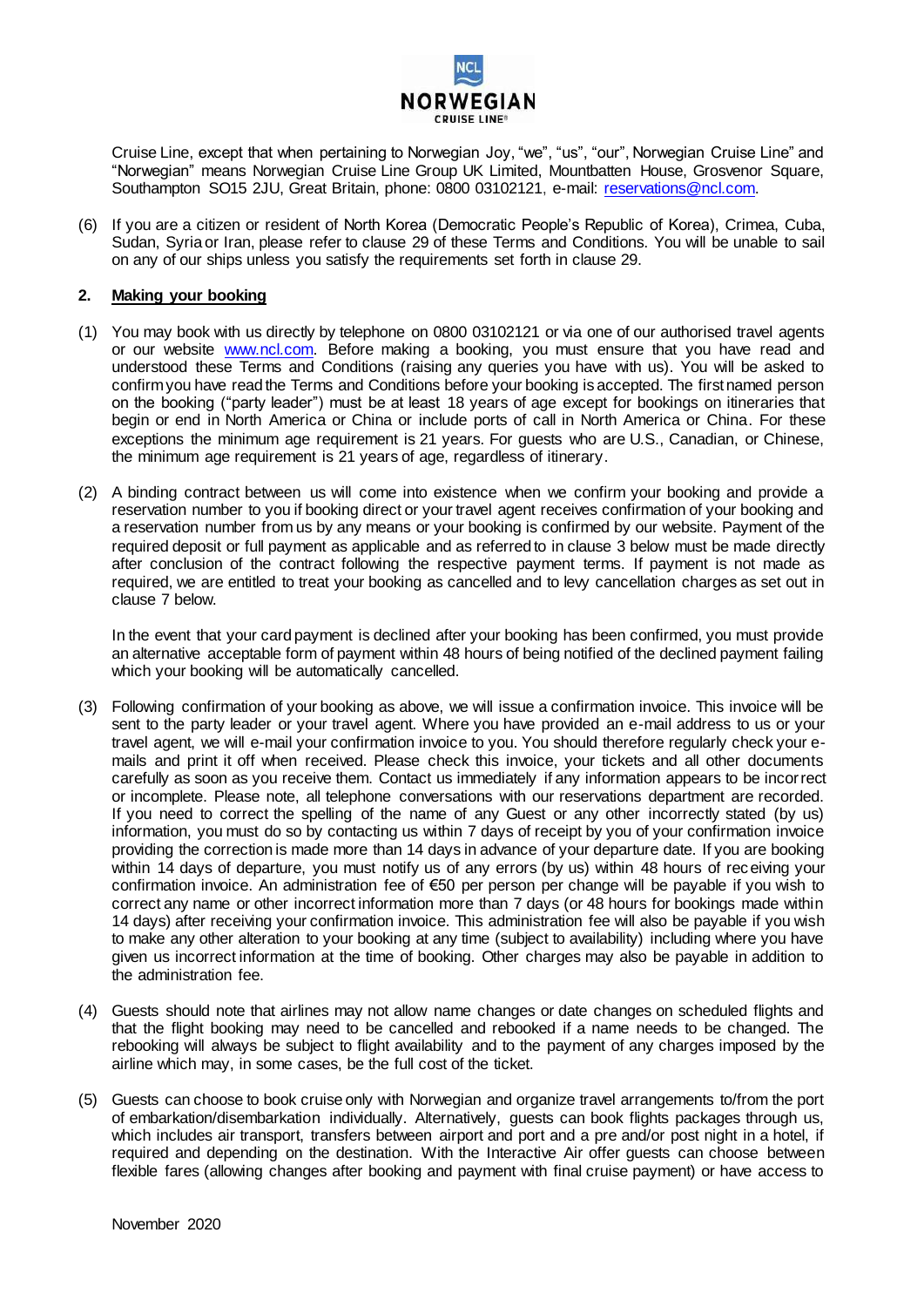Cruise Line, except that when pertaining to Norwegian Joy, "we", "us", "our", Norwegian Cruise Line" and "Norwegian" means Norwegian Cruise Line Group UK Limited, Mountbatten House, Grosvenor Square, Southampton SO15 2JU, Great Britain, phone: 0800 03102121, e-mail: reservations@ncl.com.

(6) If you are a citizen or resident of North Korea (Democratic People's Republic of Korea), Crimea, Cuba, Sudan, Syria or Iran, please refer to clause 29 of these Terms and Conditions. You will be unable to sail on any of our ships unless you satisfy the requirements set forth in clause 29.

## 2. Making your booking

(1) You may book with us directly by telephone on 0800 03102121 or via one of our authorised travel agents or our website www.ncl.com. Before making a booking, you must ensure that you have read and understood these Terms and Conditions (raising any queries you have with us). You will be asked to confirm you have read the Terms and Conditions before your booking is accepted. The first named person on the booking ("party leader") must be at least 18 years of age except for bookings on itineraries that begin or end in North America or China or include ports of call in North America or China. For these exceptions the minimum age requirement is 21 years. For guests who are U.S., Canadian, or Chinese, the minimum age requirement is 21 years of age, regardless of itinerary.

(2) A binding contract between us will come into existence when we confirm your booking and provide a reservation number to you if booking direct or your travel agent receives confirmation of your booking and a reservation number from us by any means or your booking is confirmed by our website. Payment of the required deposit or full payment as applicable and as referred to in clause 3 below must be made directly after conclusion of the contract following the respective payment terms. If payment is not made as required, we are entitled to treat your booking as cancelled and to levy cancellation charges as set out in clause 7 below.

In the event that your card payment is declined after your booking has been confirmed, you must provide an alternative acceptable form of payment within 48 hours of being notified of the declined payment failing which your booking will be automatically cancelled.

(3) Following confirmation of your booking as above, we will issue a confirmation invoice. This invoice will be sent to the party leader or your travel agent. Where you have provided an e-mail address to us or your travel agent, we will e-mail your confirmation invoice to you. You should therefore regularly check your e-mails and print it off when received. Please check this invoice, your tickets and all other documents carefully as soon as you receive them. Contact us immediately if any information appears to be incorrect or incomplete. Please note, all telephone conversations with our reservations department are recorded. If you need to correct the spelling of the name of any Guest or any other incorrectly stated (by us) information, you must do so by contacting us within 7 days of receipt by you of your confirmation invoice providing the correction is made more than 14 days in advance of your departure date. If you are booking within 14 days of departure, you must notify us of any errors (by us) within 48 hours of receiving your confirmation invoice. An administration fee of €50 per person per change will be payable if you wish to correct any name or other incorrect information more than 7 days (or 48 hours for bookings made within 14 days) after receiving your confirmation invoice. This administration fee will also be payable if you wish to make any other alteration to your booking at any time (subject to availability) including where you have given us incorrect information at the time of booking. Other charges may also be payable in addition to the administration fee.

(4) Guests should note that airlines may not allow name changes or date changes on scheduled flights and that the flight booking may need to be cancelled and rebooked if a name needs to be changed. The rebooking will always be subject to flight availability and to the payment of any charges imposed by the airline which may, in some cases, be the full cost of the ticket.

(5) Guests can choose to book cruise only with Norwegian and organize travel arrangements to/from the port of embarkation/disembarkation individually. Alternatively, guests can book flights packages through us, which includes air transport, transfers between airport and port and a pre and/or post night in a hotel, if required and depending on the destination. With the Interactive Air offer guests can choose between flexible fares (allowing changes after booking and payment with final cruise payment) or have access to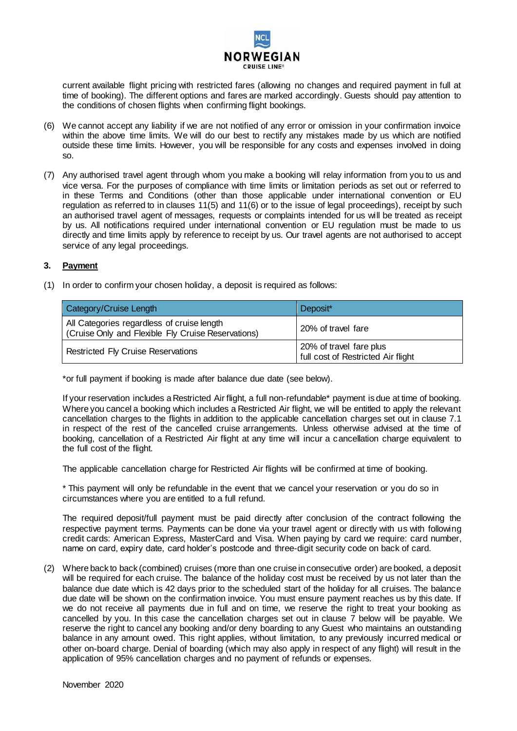current available flight pricing with restricted fares (allowing no changes and required payment in full at time of booking). The different options and fares are marked accordingly. Guests should pay attention to the conditions of chosen flights when confirming flight bookings.

(6) We cannot accept any liability if we are not notified of any error or omission in your confirmation invoice within the above time limits. We will do our best to rectify any mistakes made by us which are notified outside these time limits. However, you will be responsible for any costs and expenses involved in doing so.

(7) Any authorised travel agent through whom you make a booking will relay information from you to us and vice versa. For the purposes of compliance with time limits or limitation periods as set out or referred to in these Terms and Conditions (other than those applicable under international convention or EU regulation as referred to in clauses 11(5) and 11(6) or to the issue of legal proceedings), receipt by such an authorised travel agent of messages, requests or complaints intended for us will be treated as receipt by us. All notifications required under international convention or EU regulation must be made to us directly and time limits apply by reference to receipt by us. Our travel agents are not authorised to accept service of any legal proceedings.

## 3. Payment

(1) In order to confirm your chosen holiday, a deposit is required as follows:

| Category/Cruise Length | Deposit* |
|---|---|
| All Categories regardless of cruise length (Cruise Only and Flexible Fly Cruise Reservations) | 20% of travel fare |
| Restricted Fly Cruise Reservations | 20% of travel fare plus full cost of Restricted Air flight |

*or full payment if booking is made after balance due date (see below).

If your reservation includes a Restricted Air flight, a full non-refundable* payment is due at time of booking. Where you cancel a booking which includes a Restricted Air flight, we will be entitled to apply the relevant cancellation charges to the flights in addition to the applicable cancellation charges set out in clause 7.1 in respect of the rest of the cancelled cruise arrangements. Unless otherwise advised at the time of booking, cancellation of a Restricted Air flight at any time will incur a cancellation charge equivalent to the full cost of the flight.

The applicable cancellation charge for Restricted Air flights will be confirmed at time of booking.

* This payment will only be refundable in the event that we cancel your reservation or you do so in circumstances where you are entitled to a full refund.

The required deposit/full payment must be paid directly after conclusion of the contract following the respective payment terms. Payments can be done via your travel agent or directly with us with following credit cards: American Express, MasterCard and Visa. When paying by card we require: card number, name on card, expiry date, card holder's postcode and three-digit security code on back of card.

(2) Where back to back (combined) cruises (more than one cruise in consecutive order) are booked, a deposit will be required for each cruise. The balance of the holiday cost must be received by us not later than the balance due date which is 42 days prior to the scheduled start of the holiday for all cruises. The balance due date will be shown on the confirmation invoice. You must ensure payment reaches us by this date. If we do not receive all payments due in full and on time, we reserve the right to treat your booking as cancelled by you. In this case the cancellation charges set out in clause 7 below will be payable. We reserve the right to cancel any booking and/or deny boarding to any Guest who maintains an outstanding balance in any amount owed. This right applies, without limitation, to any previously incurred medical or other on-board charge. Denial of boarding (which may also apply in respect of any flight) will result in the application of 95% cancellation charges and no payment of refunds or expenses.

November 2020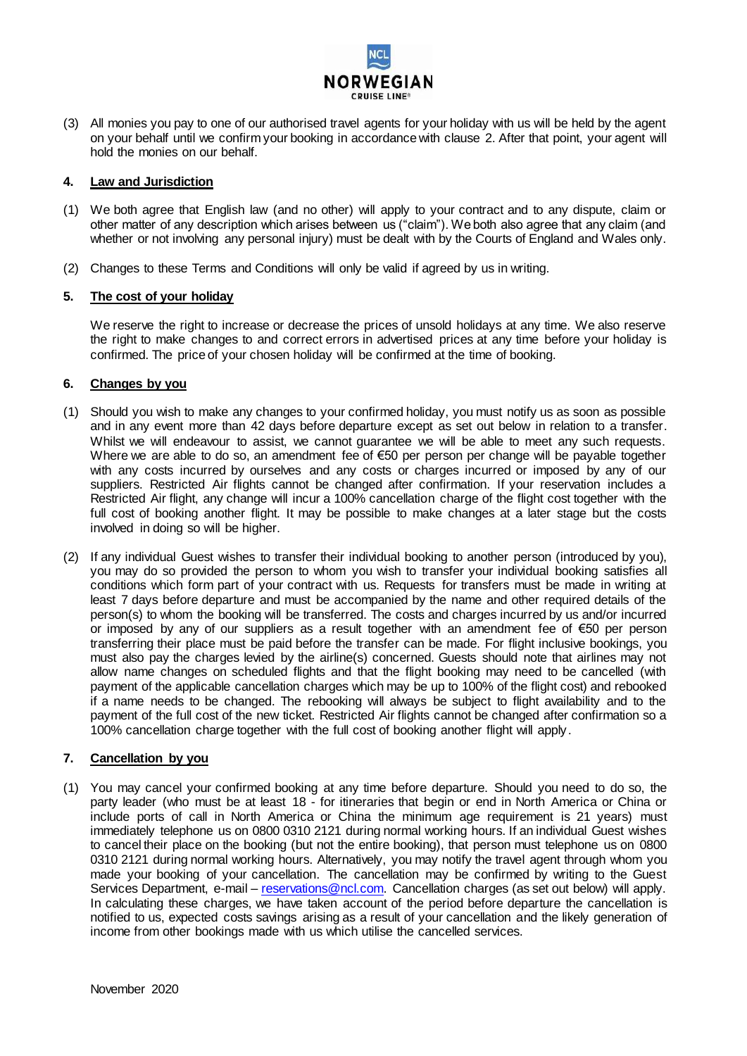(3) All monies you pay to one of our authorised travel agents for your holiday with us will be held by the agent on your behalf until we confirm your booking in accordance with clause 2. After that point, your agent will hold the monies on our behalf.

## 4. Law and Jurisdiction

(1) We both agree that English law (and no other) will apply to your contract and to any dispute, claim or other matter of any description which arises between us ("claim"). We both also agree that any claim (and whether or not involving any personal injury) must be dealt with by the Courts of England and Wales only.

(2) Changes to these Terms and Conditions will only be valid if agreed by us in writing.

## 5. The cost of your holiday

We reserve the right to increase or decrease the prices of unsold holidays at any time. We also reserve the right to make changes to and correct errors in advertised prices at any time before your holiday is confirmed. The price of your chosen holiday will be confirmed at the time of booking.

## 6. Changes by you

(1) Should you wish to make any changes to your confirmed holiday, you must notify us as soon as possible and in any event more than 42 days before departure except as set out below in relation to a transfer. Whilst we will endeavour to assist, we cannot guarantee we will be able to meet any such requests. Where we are able to do so, an amendment fee of €50 per person per change will be payable together with any costs incurred by ourselves and any costs or charges incurred or imposed by any of our suppliers. Restricted Air flights cannot be changed after confirmation. If your reservation includes a Restricted Air flight, any change will incur a 100% cancellation charge of the flight cost together with the full cost of booking another flight. It may be possible to make changes at a later stage but the costs involved in doing so will be higher.

(2) If any individual Guest wishes to transfer their individual booking to another person (introduced by you), you may do so provided the person to whom you wish to transfer your individual booking satisfies all conditions which form part of your contract with us. Requests for transfers must be made in writing at least 7 days before departure and must be accompanied by the name and other required details of the person(s) to whom the booking will be transferred. The costs and charges incurred by us and/or incurred or imposed by any of our suppliers as a result together with an amendment fee of €50 per person transferring their place must be paid before the transfer can be made. For flight inclusive bookings, you must also pay the charges levied by the airline(s) concerned. Guests should note that airlines may not allow name changes on scheduled flights and that the flight booking may need to be cancelled (with payment of the applicable cancellation charges which may be up to 100% of the flight cost) and rebooked if a name needs to be changed. The rebooking will always be subject to flight availability and to the payment of the full cost of the new ticket. Restricted Air flights cannot be changed after confirmation so a 100% cancellation charge together with the full cost of booking another flight will apply.

## 7. Cancellation by you

(1) You may cancel your confirmed booking at any time before departure. Should you need to do so, the party leader (who must be at least 18 - for itineraries that begin or end in North America or China or include ports of call in North America or China the minimum age requirement is 21 years) must immediately telephone us on 0800 0310 2121 during normal working hours. If an individual Guest wishes to cancel their place on the booking (but not the entire booking), that person must telephone us on 0800 0310 2121 during normal working hours. Alternatively, you may notify the travel agent through whom you made your booking of your cancellation. The cancellation may be confirmed by writing to the Guest Services Department, e-mail – reservations@ncl.com. Cancellation charges (as set out below) will apply. In calculating these charges, we have taken account of the period before departure the cancellation is notified to us, expected costs savings arising as a result of your cancellation and the likely generation of income from other bookings made with us which utilise the cancelled services.

November 2020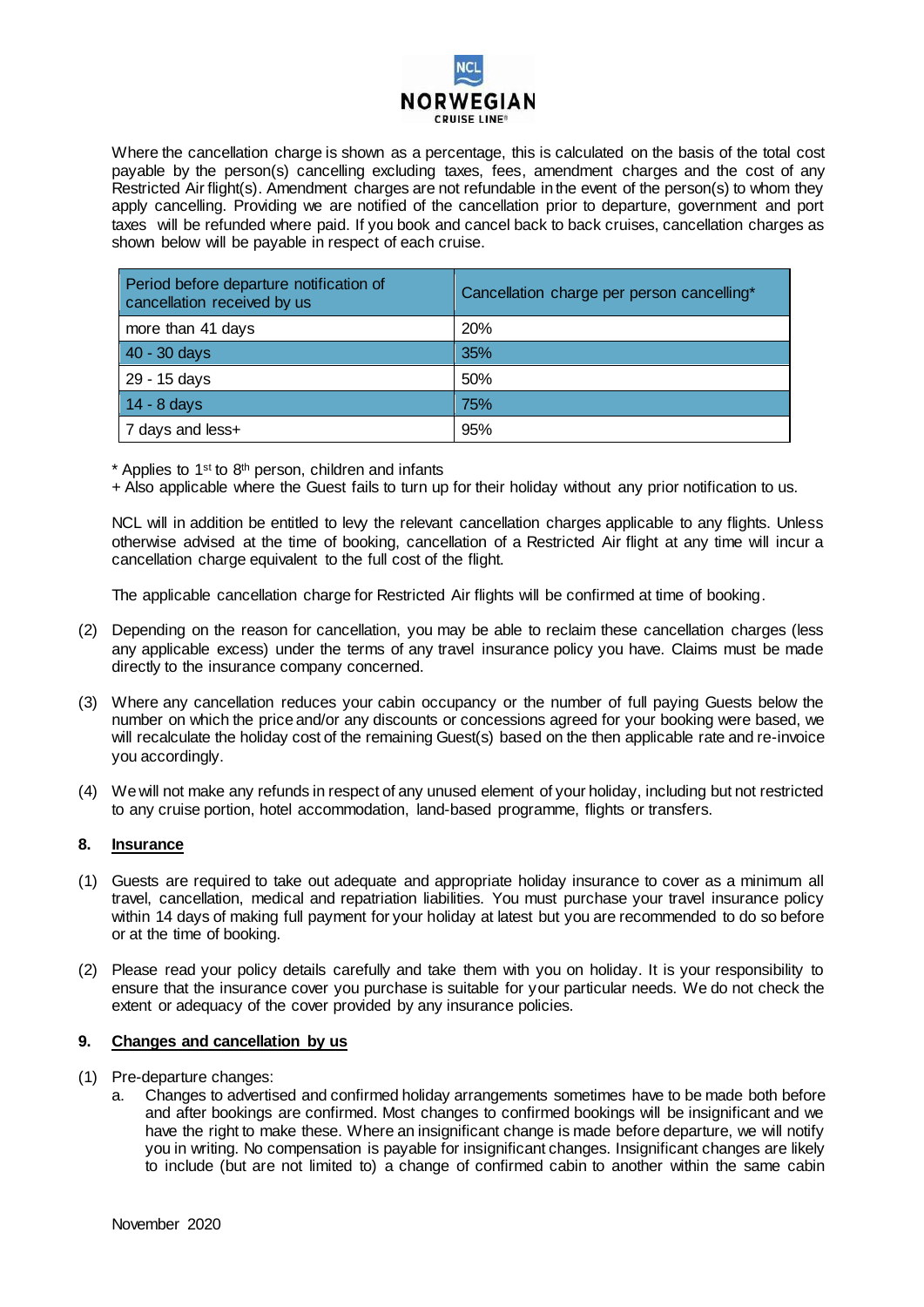Where the cancellation charge is shown as a percentage, this is calculated on the basis of the total cost payable by the person(s) cancelling excluding taxes, fees, amendment charges and the cost of any Restricted Air flight(s). Amendment charges are not refundable in the event of the person(s) to whom they apply cancelling. Providing we are notified of the cancellation prior to departure, government and port taxes will be refunded where paid. If you book and cancel back to back cruises, cancellation charges as shown below will be payable in respect of each cruise.

| Period before departure notification of cancellation received by us | Cancellation charge per person cancelling* |
|---|---|
| more than 41 days | 20% |
| 40 - 30 days | 35% |
| 29 - 15 days | 50% |
| 14 - 8 days | 75% |
| 7 days and less+ | 95% |

\* Applies to 1st to 8th person, children and infants
+ Also applicable where the Guest fails to turn up for their holiday without any prior notification to us.

NCL will in addition be entitled to levy the relevant cancellation charges applicable to any flights. Unless otherwise advised at the time of booking, cancellation of a Restricted Air flight at any time will incur a cancellation charge equivalent to the full cost of the flight.

The applicable cancellation charge for Restricted Air flights will be confirmed at time of booking.

(2) Depending on the reason for cancellation, you may be able to reclaim these cancellation charges (less any applicable excess) under the terms of any travel insurance policy you have. Claims must be made directly to the insurance company concerned.

(3) Where any cancellation reduces your cabin occupancy or the number of full paying Guests below the number on which the price and/or any discounts or concessions agreed for your booking were based, we will recalculate the holiday cost of the remaining Guest(s) based on the then applicable rate and re-invoice you accordingly.

(4) We will not make any refunds in respect of any unused element of your holiday, including but not restricted to any cruise portion, hotel accommodation, land-based programme, flights or transfers.

## 8. Insurance

(1) Guests are required to take out adequate and appropriate holiday insurance to cover as a minimum all travel, cancellation, medical and repatriation liabilities. You must purchase your travel insurance policy within 14 days of making full payment for your holiday at latest but you are recommended to do so before or at the time of booking.

(2) Please read your policy details carefully and take them with you on holiday. It is your responsibility to ensure that the insurance cover you purchase is suitable for your particular needs. We do not check the extent or adequacy of the cover provided by any insurance policies.

## 9. Changes and cancellation by us

(1) Pre-departure changes:

a. Changes to advertised and confirmed holiday arrangements sometimes have to be made both before and after bookings are confirmed. Most changes to confirmed bookings will be insignificant and we have the right to make these. Where an insignificant change is made before departure, we will notify you in writing. No compensation is payable for insignificant changes. Insignificant changes are likely to include (but are not limited to) a change of confirmed cabin to another within the same cabin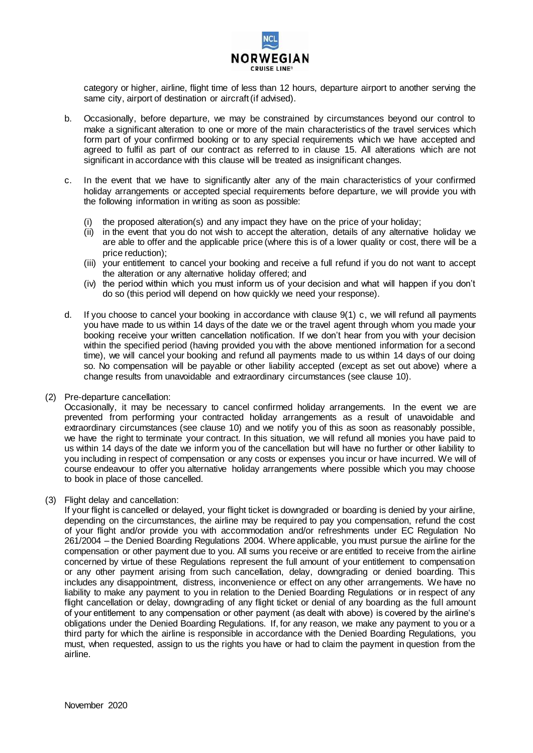category or higher, airline, flight time of less than 12 hours, departure airport to another serving the same city, airport of destination or aircraft (if advised).

b. Occasionally, before departure, we may be constrained by circumstances beyond our control to make a significant alteration to one or more of the main characteristics of the travel services which form part of your confirmed booking or to any special requirements which we have accepted and agreed to fulfil as part of our contract as referred to in clause 15. All alterations which are not significant in accordance with this clause will be treated as insignificant changes.

c. In the event that we have to significantly alter any of the main characteristics of your confirmed holiday arrangements or accepted special requirements before departure, we will provide you with the following information in writing as soon as possible:

   (i) the proposed alteration(s) and any impact they have on the price of your holiday;
   (ii) in the event that you do not wish to accept the alteration, details of any alternative holiday we are able to offer and the applicable price (where this is of a lower quality or cost, there will be a price reduction);
   (iii) your entitlement to cancel your booking and receive a full refund if you do not want to accept the alteration or any alternative holiday offered; and
   (iv) the period within which you must inform us of your decision and what will happen if you don't do so (this period will depend on how quickly we need your response).

d. If you choose to cancel your booking in accordance with clause 9(1) c, we will refund all payments you have made to us within 14 days of the date we or the travel agent through whom you made your booking receive your written cancellation notification. If we don't hear from you with your decision within the specified period (having provided you with the above mentioned information for a second time), we will cancel your booking and refund all payments made to us within 14 days of our doing so. No compensation will be payable or other liability accepted (except as set out above) where a change results from unavoidable and extraordinary circumstances (see clause 10).

(2) Pre-departure cancellation:
Occasionally, it may be necessary to cancel confirmed holiday arrangements. In the event we are prevented from performing your contracted holiday arrangements as a result of unavoidable and extraordinary circumstances (see clause 10) and we notify you of this as soon as reasonably possible, we have the right to terminate your contract. In this situation, we will refund all monies you have paid to us within 14 days of the date we inform you of the cancellation but will have no further or other liability to you including in respect of compensation or any costs or expenses you incur or have incurred. We will of course endeavour to offer you alternative holiday arrangements where possible which you may choose to book in place of those cancelled.

(3) Flight delay and cancellation:
If your flight is cancelled or delayed, your flight ticket is downgraded or boarding is denied by your airline, depending on the circumstances, the airline may be required to pay you compensation, refund the cost of your flight and/or provide you with accommodation and/or refreshments under EC Regulation No 261/2004 – the Denied Boarding Regulations 2004. Where applicable, you must pursue the airline for the compensation or other payment due to you. All sums you receive or are entitled to receive from the airline concerned by virtue of these Regulations represent the full amount of your entitlement to compensation or any other payment arising from such cancellation, delay, downgrading or denied boarding. This includes any disappointment, distress, inconvenience or effect on any other arrangements. We have no liability to make any payment to you in relation to the Denied Boarding Regulations or in respect of any flight cancellation or delay, downgrading of any flight ticket or denial of any boarding as the full amount of your entitlement to any compensation or other payment (as dealt with above) is covered by the airline's obligations under the Denied Boarding Regulations. If, for any reason, we make any payment to you or a third party for which the airline is responsible in accordance with the Denied Boarding Regulations, you must, when requested, assign to us the rights you have or had to claim the payment in question from the airline.

November 2020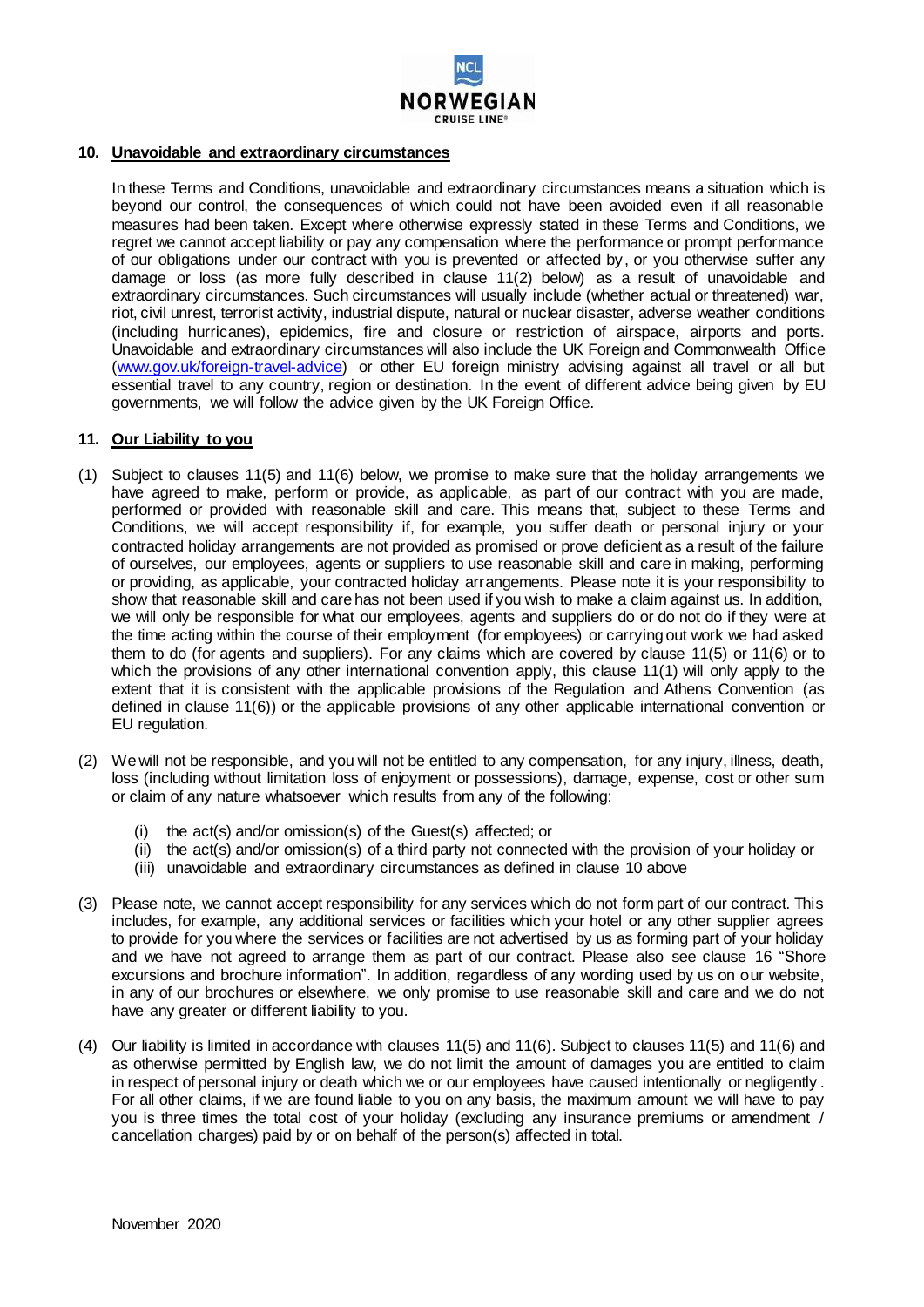## 10. Unavoidable and extraordinary circumstances

In these Terms and Conditions, unavoidable and extraordinary circumstances means a situation which is beyond our control, the consequences of which could not have been avoided even if all reasonable measures had been taken. Except where otherwise expressly stated in these Terms and Conditions, we regret we cannot accept liability or pay any compensation where the performance or prompt performance of our obligations under our contract with you is prevented or affected by, or you otherwise suffer any damage or loss (as more fully described in clause 11(2) below) as a result of unavoidable and extraordinary circumstances. Such circumstances will usually include (whether actual or threatened) war, riot, civil unrest, terrorist activity, industrial dispute, natural or nuclear disaster, adverse weather conditions (including hurricanes), epidemics, fire and closure or restriction of airspace, airports and ports. Unavoidable and extraordinary circumstances will also include the UK Foreign and Commonwealth Office (www.gov.uk/foreign-travel-advice) or other EU foreign ministry advising against all travel or all but essential travel to any country, region or destination. In the event of different advice being given by EU governments, we will follow the advice given by the UK Foreign Office.

## 11. Our Liability to you

(1) Subject to clauses 11(5) and 11(6) below, we promise to make sure that the holiday arrangements we have agreed to make, perform or provide, as applicable, as part of our contract with you are made, performed or provided with reasonable skill and care. This means that, subject to these Terms and Conditions, we will accept responsibility if, for example, you suffer death or personal injury or your contracted holiday arrangements are not provided as promised or prove deficient as a result of the failure of ourselves, our employees, agents or suppliers to use reasonable skill and care in making, performing or providing, as applicable, your contracted holiday arrangements. Please note it is your responsibility to show that reasonable skill and care has not been used if you wish to make a claim against us. In addition, we will only be responsible for what our employees, agents and suppliers do or do not do if they were at the time acting within the course of their employment (for employees) or carrying out work we had asked them to do (for agents and suppliers). For any claims which are covered by clause 11(5) or 11(6) or to which the provisions of any other international convention apply, this clause 11(1) will only apply to the extent that it is consistent with the applicable provisions of the Regulation and Athens Convention (as defined in clause 11(6)) or the applicable provisions of any other applicable international convention or EU regulation.

(2) We will not be responsible, and you will not be entitled to any compensation, for any injury, illness, death, loss (including without limitation loss of enjoyment or possessions), damage, expense, cost or other sum or claim of any nature whatsoever which results from any of the following:

   (i) the act(s) and/or omission(s) of the Guest(s) affected; or
   (ii) the act(s) and/or omission(s) of a third party not connected with the provision of your holiday or
   (iii) unavoidable and extraordinary circumstances as defined in clause 10 above

(3) Please note, we cannot accept responsibility for any services which do not form part of our contract. This includes, for example, any additional services or facilities which your hotel or any other supplier agrees to provide for you where the services or facilities are not advertised by us as forming part of your holiday and we have not agreed to arrange them as part of our contract. Please also see clause 16 "Shore excursions and brochure information". In addition, regardless of any wording used by us on our website, in any of our brochures or elsewhere, we only promise to use reasonable skill and care and we do not have any greater or different liability to you.

(4) Our liability is limited in accordance with clauses 11(5) and 11(6). Subject to clauses 11(5) and 11(6) and as otherwise permitted by English law, we do not limit the amount of damages you are entitled to claim in respect of personal injury or death which we or our employees have caused intentionally or negligently. For all other claims, if we are found liable to you on any basis, the maximum amount we will have to pay you is three times the total cost of your holiday (excluding any insurance premiums or amendment / cancellation charges) paid by or on behalf of the person(s) affected in total.

November 2020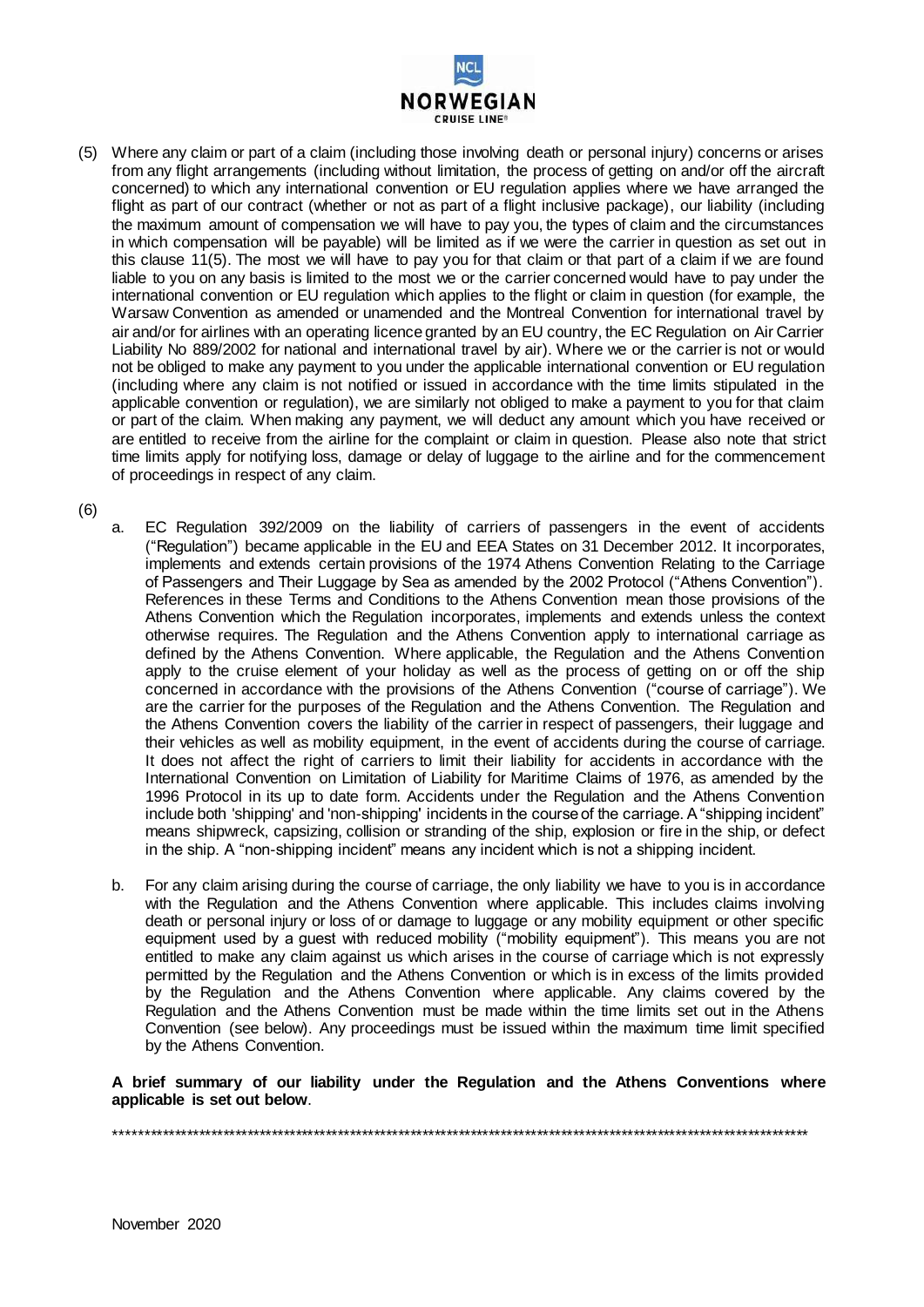(5) Where any claim or part of a claim (including those involving death or personal injury) concerns or arises from any flight arrangements (including without limitation, the process of getting on and/or off the aircraft concerned) to which any international convention or EU regulation applies where we have arranged the flight as part of our contract (whether or not as part of a flight inclusive package), our liability (including the maximum amount of compensation we will have to pay you, the types of claim and the circumstances in which compensation will be payable) will be limited as if we were the carrier in question as set out in this clause 11(5). The most we will have to pay you for that claim or that part of a claim if we are found liable to you on any basis is limited to the most we or the carrier concerned would have to pay under the international convention or EU regulation which applies to the flight or claim in question (for example, the Warsaw Convention as amended or unamended and the Montreal Convention for international travel by air and/or for airlines with an operating licence granted by an EU country, the EC Regulation on Air Carrier Liability No 889/2002 for national and international travel by air). Where we or the carrier is not or would not be obliged to make any payment to you under the applicable international convention or EU regulation (including where any claim is not notified or issued in accordance with the time limits stipulated in the applicable convention or regulation), we are similarly not obliged to make a payment to you for that claim or part of the claim. When making any payment, we will deduct any amount which you have received or are entitled to receive from the airline for the complaint or claim in question. Please also note that strict time limits apply for notifying loss, damage or delay of luggage to the airline and for the commencement of proceedings in respect of any claim.

(6)

a. EC Regulation 392/2009 on the liability of carriers of passengers in the event of accidents ("Regulation") became applicable in the EU and EEA States on 31 December 2012. It incorporates, implements and extends certain provisions of the 1974 Athens Convention Relating to the Carriage of Passengers and Their Luggage by Sea as amended by the 2002 Protocol ("Athens Convention"). References in these Terms and Conditions to the Athens Convention mean those provisions of the Athens Convention which the Regulation incorporates, implements and extends unless the context otherwise requires. The Regulation and the Athens Convention apply to international carriage as defined by the Athens Convention. Where applicable, the Regulation and the Athens Convention apply to the cruise element of your holiday as well as the process of getting on or off the ship concerned in accordance with the provisions of the Athens Convention ("course of carriage"). We are the carrier for the purposes of the Regulation and the Athens Convention. The Regulation and the Athens Convention covers the liability of the carrier in respect of passengers, their luggage and their vehicles as well as mobility equipment, in the event of accidents during the course of carriage. It does not affect the right of carriers to limit their liability for accidents in accordance with the International Convention on Limitation of Liability for Maritime Claims of 1976, as amended by the 1996 Protocol in its up to date form. Accidents under the Regulation and the Athens Convention include both 'shipping' and 'non-shipping' incidents in the course of the carriage. A "shipping incident" means shipwreck, capsizing, collision or stranding of the ship, explosion or fire in the ship, or defect in the ship. A "non-shipping incident" means any incident which is not a shipping incident.

b. For any claim arising during the course of carriage, the only liability we have to you is in accordance with the Regulation and the Athens Convention where applicable. This includes claims involving death or personal injury or loss of or damage to luggage or any mobility equipment or other specific equipment used by a guest with reduced mobility ("mobility equipment"). This means you are not entitled to make any claim against us which arises in the course of carriage which is not expressly permitted by the Regulation and the Athens Convention or which is in excess of the limits provided by the Regulation and the Athens Convention where applicable. Any claims covered by the Regulation and the Athens Convention must be made within the time limits set out in the Athens Convention (see below). Any proceedings must be issued within the maximum time limit specified by the Athens Convention.

**A brief summary of our liability under the Regulation and the Athens Conventions where applicable is set out below**.

****************************************************************************************************************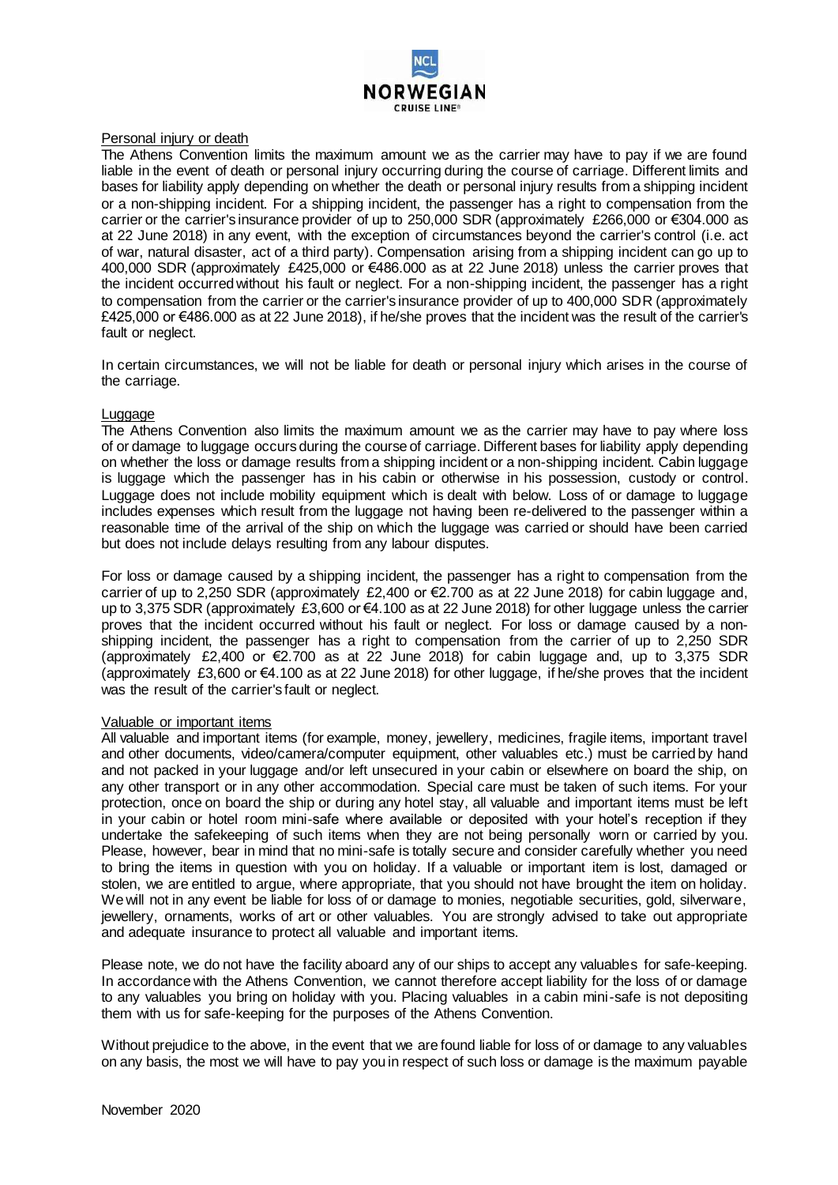Personal injury or death

The Athens Convention limits the maximum amount we as the carrier may have to pay if we are found liable in the event of death or personal injury occurring during the course of carriage. Different limits and bases for liability apply depending on whether the death or personal injury results from a shipping incident or a non-shipping incident. For a shipping incident, the passenger has a right to compensation from the carrier or the carrier's insurance provider of up to 250,000 SDR (approximately £266,000 or €304.000 as at 22 June 2018) in any event, with the exception of circumstances beyond the carrier's control (i.e. act of war, natural disaster, act of a third party). Compensation arising from a shipping incident can go up to 400,000 SDR (approximately £425,000 or €486.000 as at 22 June 2018) unless the carrier proves that the incident occurred without his fault or neglect. For a non-shipping incident, the passenger has a right to compensation from the carrier or the carrier's insurance provider of up to 400,000 SDR (approximately £425,000 or €486.000 as at 22 June 2018), if he/she proves that the incident was the result of the carrier's fault or neglect.

In certain circumstances, we will not be liable for death or personal injury which arises in the course of the carriage.

Luggage

The Athens Convention also limits the maximum amount we as the carrier may have to pay where loss of or damage to luggage occurs during the course of carriage. Different bases for liability apply depending on whether the loss or damage results from a shipping incident or a non-shipping incident. Cabin luggage is luggage which the passenger has in his cabin or otherwise in his possession, custody or control. Luggage does not include mobility equipment which is dealt with below. Loss of or damage to luggage includes expenses which result from the luggage not having been re-delivered to the passenger within a reasonable time of the arrival of the ship on which the luggage was carried or should have been carried but does not include delays resulting from any labour disputes.

For loss or damage caused by a shipping incident, the passenger has a right to compensation from the carrier of up to 2,250 SDR (approximately £2,400 or €2.700 as at 22 June 2018) for cabin luggage and, up to 3,375 SDR (approximately £3,600 or €4.100 as at 22 June 2018) for other luggage unless the carrier proves that the incident occurred without his fault or neglect. For loss or damage caused by a non-shipping incident, the passenger has a right to compensation from the carrier of up to 2,250 SDR (approximately £2,400 or €2.700 as at 22 June 2018) for cabin luggage and, up to 3,375 SDR (approximately £3,600 or €4.100 as at 22 June 2018) for other luggage, if he/she proves that the incident was the result of the carrier's fault or neglect.

Valuable or important items

All valuable and important items (for example, money, jewellery, medicines, fragile items, important travel and other documents, video/camera/computer equipment, other valuables etc.) must be carried by hand and not packed in your luggage and/or left unsecured in your cabin or elsewhere on board the ship, on any other transport or in any other accommodation. Special care must be taken of such items. For your protection, once on board the ship or during any hotel stay, all valuable and important items must be left in your cabin or hotel room mini-safe where available or deposited with your hotel's reception if they undertake the safekeeping of such items when they are not being personally worn or carried by you. Please, however, bear in mind that no mini-safe is totally secure and consider carefully whether you need to bring the items in question with you on holiday. If a valuable or important item is lost, damaged or stolen, we are entitled to argue, where appropriate, that you should not have brought the item on holiday. We will not in any event be liable for loss of or damage to monies, negotiable securities, gold, silverware, jewellery, ornaments, works of art or other valuables. You are strongly advised to take out appropriate and adequate insurance to protect all valuable and important items.

Please note, we do not have the facility aboard any of our ships to accept any valuables for safe-keeping. In accordance with the Athens Convention, we cannot therefore accept liability for the loss of or damage to any valuables you bring on holiday with you. Placing valuables in a cabin mini-safe is not depositing them with us for safe-keeping for the purposes of the Athens Convention.

Without prejudice to the above, in the event that we are found liable for loss of or damage to any valuables on any basis, the most we will have to pay you in respect of such loss or damage is the maximum payable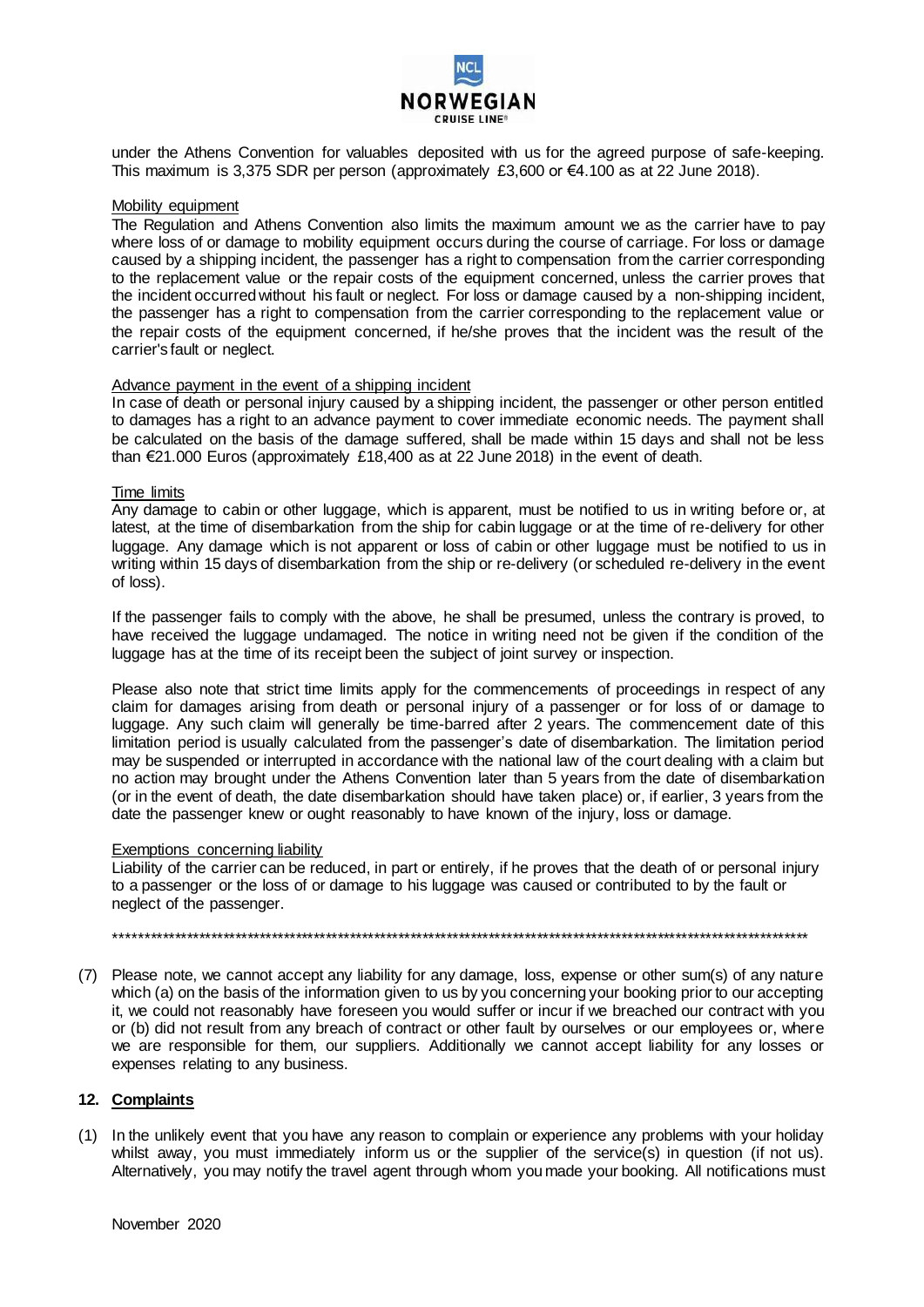under the Athens Convention for valuables deposited with us for the agreed purpose of safe-keeping. This maximum is 3,375 SDR per person (approximately £3,600 or €4.100 as at 22 June 2018).

Mobility equipment

The Regulation and Athens Convention also limits the maximum amount we as the carrier have to pay where loss of or damage to mobility equipment occurs during the course of carriage. For loss or damage caused by a shipping incident, the passenger has a right to compensation from the carrier corresponding to the replacement value or the repair costs of the equipment concerned, unless the carrier proves that the incident occurred without his fault or neglect. For loss or damage caused by a non-shipping incident, the passenger has a right to compensation from the carrier corresponding to the replacement value or the repair costs of the equipment concerned, if he/she proves that the incident was the result of the carrier's fault or neglect.

Advance payment in the event of a shipping incident

In case of death or personal injury caused by a shipping incident, the passenger or other person entitled to damages has a right to an advance payment to cover immediate economic needs. The payment shall be calculated on the basis of the damage suffered, shall be made within 15 days and shall not be less than €21.000 Euros (approximately £18,400 as at 22 June 2018) in the event of death.

Time limits

Any damage to cabin or other luggage, which is apparent, must be notified to us in writing before or, at latest, at the time of disembarkation from the ship for cabin luggage or at the time of re-delivery for other luggage. Any damage which is not apparent or loss of cabin or other luggage must be notified to us in writing within 15 days of disembarkation from the ship or re-delivery (or scheduled re-delivery in the event of loss).

If the passenger fails to comply with the above, he shall be presumed, unless the contrary is proved, to have received the luggage undamaged. The notice in writing need not be given if the condition of the luggage has at the time of its receipt been the subject of joint survey or inspection.

Please also note that strict time limits apply for the commencements of proceedings in respect of any claim for damages arising from death or personal injury of a passenger or for loss of or damage to luggage. Any such claim will generally be time-barred after 2 years. The commencement date of this limitation period is usually calculated from the passenger's date of disembarkation. The limitation period may be suspended or interrupted in accordance with the national law of the court dealing with a claim but no action may brought under the Athens Convention later than 5 years from the date of disembarkation (or in the event of death, the date disembarkation should have taken place) or, if earlier, 3 years from the date the passenger knew or ought reasonably to have known of the injury, loss or damage.

Exemptions concerning liability

Liability of the carrier can be reduced, in part or entirely, if he proves that the death of or personal injury to a passenger or the loss of or damage to his luggage was caused or contributed to by the fault or neglect of the passenger.

\*\*\*\*\*\*\*\*\*\*\*\*\*\*\*\*\*\*\*\*\*\*\*\*\*\*\*\*\*\*\*\*\*\*\*\*\*\*\*\*\*\*\*\*\*\*\*\*\*\*\*\*\*\*\*\*\*\*\*\*\*\*\*\*\*\*\*\*\*\*\*\*\*\*\*\*\*\*\*\*\*\*

(7) Please note, we cannot accept any liability for any damage, loss, expense or other sum(s) of any nature which (a) on the basis of the information given to us by you concerning your booking prior to our accepting it, we could not reasonably have foreseen you would suffer or incur if we breached our contract with you or (b) did not result from any breach of contract or other fault by ourselves or our employees or, where we are responsible for them, our suppliers. Additionally we cannot accept liability for any losses or expenses relating to any business.

## 12. Complaints

(1) In the unlikely event that you have any reason to complain or experience any problems with your holiday whilst away, you must immediately inform us or the supplier of the service(s) in question (if not us). Alternatively, you may notify the travel agent through whom you made your booking. All notifications must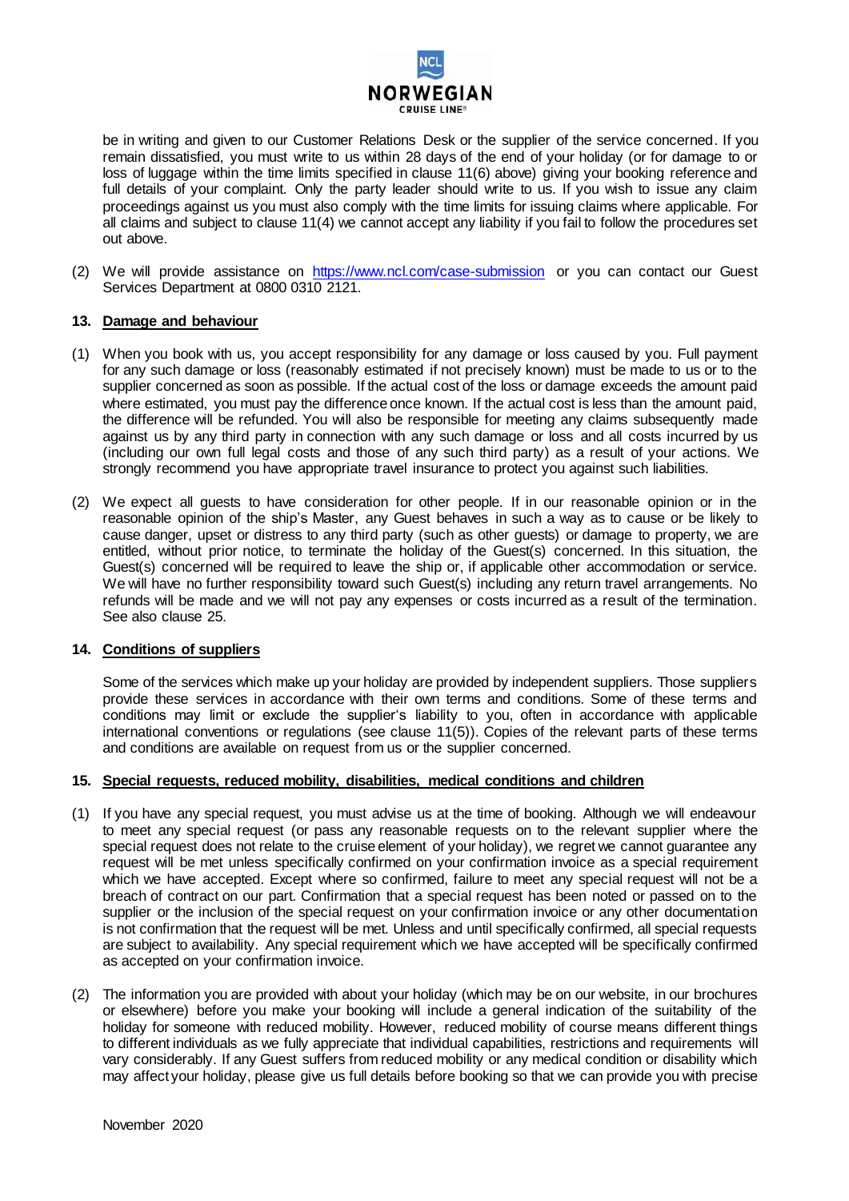be in writing and given to our Customer Relations Desk or the supplier of the service concerned. If you remain dissatisfied, you must write to us within 28 days of the end of your holiday (or for damage to or loss of luggage within the time limits specified in clause 11(6) above) giving your booking reference and full details of your complaint. Only the party leader should write to us. If you wish to issue any claim proceedings against us you must also comply with the time limits for issuing claims where applicable. For all claims and subject to clause 11(4) we cannot accept any liability if you fail to follow the procedures set out above.

(2) We will provide assistance on [https://www.ncl.com/case-submission](https://www.ncl.com/case-submission) or you can contact our Guest Services Department at 0800 0310 2121.

## 13. Damage and behaviour

(1) When you book with us, you accept responsibility for any damage or loss caused by you. Full payment for any such damage or loss (reasonably estimated if not precisely known) must be made to us or to the supplier concerned as soon as possible. If the actual cost of the loss or damage exceeds the amount paid where estimated, you must pay the difference once known. If the actual cost is less than the amount paid, the difference will be refunded. You will also be responsible for meeting any claims subsequently made against us by any third party in connection with any such damage or loss and all costs incurred by us (including our own full legal costs and those of any such third party) as a result of your actions. We strongly recommend you have appropriate travel insurance to protect you against such liabilities.

(2) We expect all guests to have consideration for other people. If in our reasonable opinion or in the reasonable opinion of the ship's Master, any Guest behaves in such a way as to cause or be likely to cause danger, upset or distress to any third party (such as other guests) or damage to property, we are entitled, without prior notice, to terminate the holiday of the Guest(s) concerned. In this situation, the Guest(s) concerned will be required to leave the ship or, if applicable other accommodation or service. We will have no further responsibility toward such Guest(s) including any return travel arrangements. No refunds will be made and we will not pay any expenses or costs incurred as a result of the termination. See also clause 25.

## 14. Conditions of suppliers

Some of the services which make up your holiday are provided by independent suppliers. Those suppliers provide these services in accordance with their own terms and conditions. Some of these terms and conditions may limit or exclude the supplier's liability to you, often in accordance with applicable international conventions or regulations (see clause 11(5)). Copies of the relevant parts of these terms and conditions are available on request from us or the supplier concerned.

## 15. Special requests, reduced mobility, disabilities, medical conditions and children

(1) If you have any special request, you must advise us at the time of booking. Although we will endeavour to meet any special request (or pass any reasonable requests on to the relevant supplier where the special request does not relate to the cruise element of your holiday), we regret we cannot guarantee any request will be met unless specifically confirmed on your confirmation invoice as a special requirement which we have accepted. Except where so confirmed, failure to meet any special request will not be a breach of contract on our part. Confirmation that a special request has been noted or passed on to the supplier or the inclusion of the special request on your confirmation invoice or any other documentation is not confirmation that the request will be met. Unless and until specifically confirmed, all special requests are subject to availability. Any special requirement which we have accepted will be specifically confirmed as accepted on your confirmation invoice.

(2) The information you are provided with about your holiday (which may be on our website, in our brochures or elsewhere) before you make your booking will include a general indication of the suitability of the holiday for someone with reduced mobility. However, reduced mobility of course means different things to different individuals as we fully appreciate that individual capabilities, restrictions and requirements will vary considerably. If any Guest suffers from reduced mobility or any medical condition or disability which may affect your holiday, please give us full details before booking so that we can provide you with precise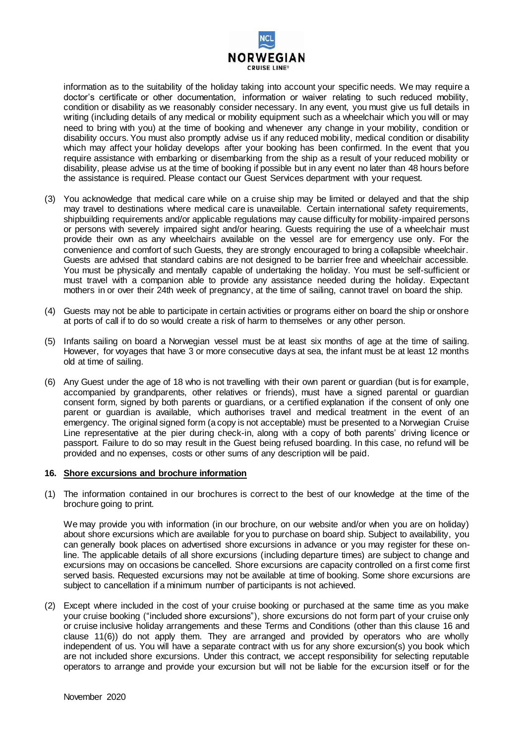information as to the suitability of the holiday taking into account your specific needs. We may require a doctor's certificate or other documentation, information or waiver relating to such reduced mobility, condition or disability as we reasonably consider necessary. In any event, you must give us full details in writing (including details of any medical or mobility equipment such as a wheelchair which you will or may need to bring with you) at the time of booking and whenever any change in your mobility, condition or disability occurs. You must also promptly advise us if any reduced mobility, medical condition or disability which may affect your holiday develops after your booking has been confirmed. In the event that you require assistance with embarking or disembarking from the ship as a result of your reduced mobility or disability, please advise us at the time of booking if possible but in any event no later than 48 hours before the assistance is required. Please contact our Guest Services department with your request.

(3) You acknowledge that medical care while on a cruise ship may be limited or delayed and that the ship may travel to destinations where medical care is unavailable. Certain international safety requirements, shipbuilding requirements and/or applicable regulations may cause difficulty for mobility-impaired persons or persons with severely impaired sight and/or hearing. Guests requiring the use of a wheelchair must provide their own as any wheelchairs available on the vessel are for emergency use only. For the convenience and comfort of such Guests, they are strongly encouraged to bring a collapsible wheelchair. Guests are advised that standard cabins are not designed to be barrier free and wheelchair accessible. You must be physically and mentally capable of undertaking the holiday. You must be self-sufficient or must travel with a companion able to provide any assistance needed during the holiday. Expectant mothers in or over their 24th week of pregnancy, at the time of sailing, cannot travel on board the ship.

(4) Guests may not be able to participate in certain activities or programs either on board the ship or onshore at ports of call if to do so would create a risk of harm to themselves or any other person.

(5) Infants sailing on board a Norwegian vessel must be at least six months of age at the time of sailing. However, for voyages that have 3 or more consecutive days at sea, the infant must be at least 12 months old at time of sailing.

(6) Any Guest under the age of 18 who is not travelling with their own parent or guardian (but is for example, accompanied by grandparents, other relatives or friends), must have a signed parental or guardian consent form, signed by both parents or guardians, or a certified explanation if the consent of only one parent or guardian is available, which authorises travel and medical treatment in the event of an emergency. The original signed form (a copy is not acceptable) must be presented to a Norwegian Cruise Line representative at the pier during check-in, along with a copy of both parents' driving licence or passport. Failure to do so may result in the Guest being refused boarding. In this case, no refund will be provided and no expenses, costs or other sums of any description will be paid.

## 16. Shore excursions and brochure information

(1) The information contained in our brochures is correct to the best of our knowledge at the time of the brochure going to print.

We may provide you with information (in our brochure, on our website and/or when you are on holiday) about shore excursions which are available for you to purchase on board ship. Subject to availability, you can generally book places on advertised shore excursions in advance or you may register for these on-line. The applicable details of all shore excursions (including departure times) are subject to change and excursions may on occasions be cancelled. Shore excursions are capacity controlled on a first come first served basis. Requested excursions may not be available at time of booking. Some shore excursions are subject to cancellation if a minimum number of participants is not achieved.

(2) Except where included in the cost of your cruise booking or purchased at the same time as you make your cruise booking ("included shore excursions"), shore excursions do not form part of your cruise only or cruise inclusive holiday arrangements and these Terms and Conditions (other than this clause 16 and clause 11(6)) do not apply them. They are arranged and provided by operators who are wholly independent of us. You will have a separate contract with us for any shore excursion(s) you book which are not included shore excursions. Under this contract, we accept responsibility for selecting reputable operators to arrange and provide your excursion but will not be liable for the excursion itself or for the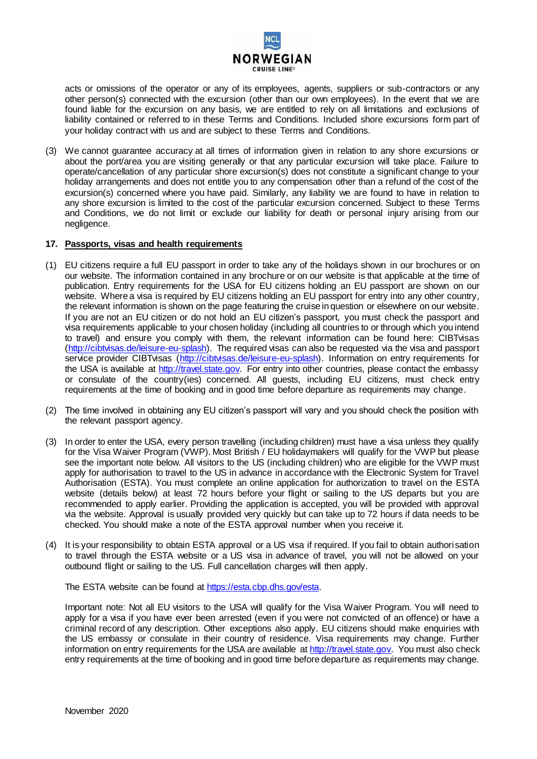acts or omissions of the operator or any of its employees, agents, suppliers or sub-contractors or any other person(s) connected with the excursion (other than our own employees). In the event that we are found liable for the excursion on any basis, we are entitled to rely on all limitations and exclusions of liability contained or referred to in these Terms and Conditions. Included shore excursions form part of your holiday contract with us and are subject to these Terms and Conditions.

(3) We cannot guarantee accuracy at all times of information given in relation to any shore excursions or about the port/area you are visiting generally or that any particular excursion will take place. Failure to operate/cancellation of any particular shore excursion(s) does not constitute a significant change to your holiday arrangements and does not entitle you to any compensation other than a refund of the cost of the excursion(s) concerned where you have paid. Similarly, any liability we are found to have in relation to any shore excursion is limited to the cost of the particular excursion concerned. Subject to these Terms and Conditions, we do not limit or exclude our liability for death or personal injury arising from our negligence.

## 17. Passports, visas and health requirements

(1) EU citizens require a full EU passport in order to take any of the holidays shown in our brochures or on our website. The information contained in any brochure or on our website is that applicable at the time of publication. Entry requirements for the USA for EU citizens holding an EU passport are shown on our website. Where a visa is required by EU citizens holding an EU passport for entry into any other country, the relevant information is shown on the page featuring the cruise in question or elsewhere on our website. If you are not an EU citizen or do not hold an EU citizen's passport, you must check the passport and visa requirements applicable to your chosen holiday (including all countries to or through which you intend to travel) and ensure you comply with them, the relevant information can be found here: CIBTvisas (http://cibtvisas.de/leisure-eu-splash). The required visas can also be requested via the visa and passport service provider CIBTvisas (http://cibtvisas.de/leisure-eu-splash). Information on entry requirements for the USA is available at http://travel.state.gov. For entry into other countries, please contact the embassy or consulate of the country(ies) concerned. All guests, including EU citizens, must check entry requirements at the time of booking and in good time before departure as requirements may change.

(2) The time involved in obtaining any EU citizen's passport will vary and you should check the position with the relevant passport agency.

(3) In order to enter the USA, every person travelling (including children) must have a visa unless they qualify for the Visa Waiver Program (VWP). Most British / EU holidaymakers will qualify for the VWP but please see the important note below. All visitors to the US (including children) who are eligible for the VWP must apply for authorisation to travel to the US in advance in accordance with the Electronic System for Travel Authorisation (ESTA). You must complete an online application for authorization to travel on the ESTA website (details below) at least 72 hours before your flight or sailing to the US departs but you are recommended to apply earlier. Providing the application is accepted, you will be provided with approval via the website. Approval is usually provided very quickly but can take up to 72 hours if data needs to be checked. You should make a note of the ESTA approval number when you receive it.

(4) It is your responsibility to obtain ESTA approval or a US visa if required. If you fail to obtain authorisation to travel through the ESTA website or a US visa in advance of travel, you will not be allowed on your outbound flight or sailing to the US. Full cancellation charges will then apply.

The ESTA website can be found at https://esta.cbp.dhs.gov/esta.

Important note: Not all EU visitors to the USA will qualify for the Visa Waiver Program. You will need to apply for a visa if you have ever been arrested (even if you were not convicted of an offence) or have a criminal record of any description. Other exceptions also apply. EU citizens should make enquiries with the US embassy or consulate in their country of residence. Visa requirements may change. Further information on entry requirements for the USA are available at http://travel.state.gov. You must also check entry requirements at the time of booking and in good time before departure as requirements may change.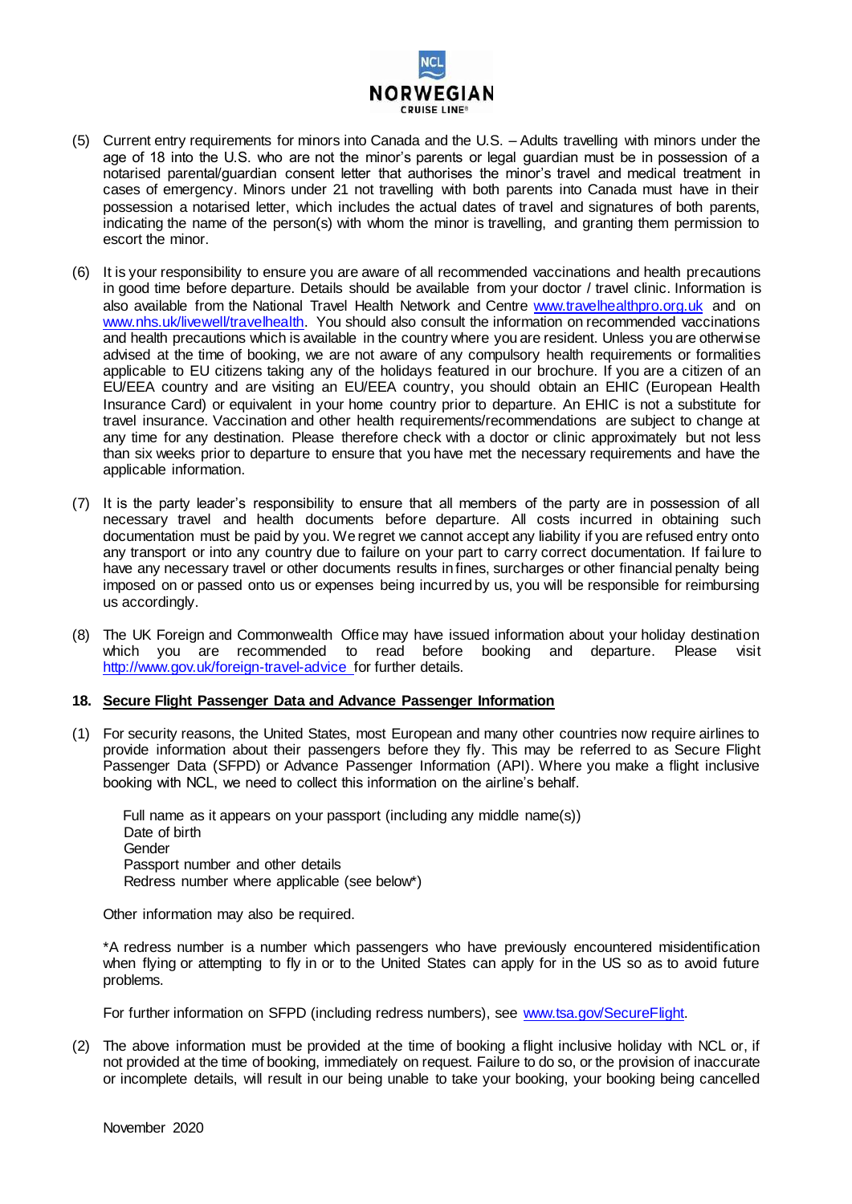(5) Current entry requirements for minors into Canada and the U.S. – Adults travelling with minors under the age of 18 into the U.S. who are not the minor's parents or legal guardian must be in possession of a notarised parental/guardian consent letter that authorises the minor's travel and medical treatment in cases of emergency. Minors under 21 not travelling with both parents into Canada must have in their possession a notarised letter, which includes the actual dates of travel and signatures of both parents, indicating the name of the person(s) with whom the minor is travelling, and granting them permission to escort the minor.

(6) It is your responsibility to ensure you are aware of all recommended vaccinations and health precautions in good time before departure. Details should be available from your doctor / travel clinic. Information is also available from the National Travel Health Network and Centre www.travelhealthpro.org.uk and on www.nhs.uk/livewell/travelhealth. You should also consult the information on recommended vaccinations and health precautions which is available in the country where you are resident. Unless you are otherwise advised at the time of booking, we are not aware of any compulsory health requirements or formalities applicable to EU citizens taking any of the holidays featured in our brochure. If you are a citizen of an EU/EEA country and are visiting an EU/EEA country, you should obtain an EHIC (European Health Insurance Card) or equivalent in your home country prior to departure. An EHIC is not a substitute for travel insurance. Vaccination and other health requirements/recommendations are subject to change at any time for any destination. Please therefore check with a doctor or clinic approximately but not less than six weeks prior to departure to ensure that you have met the necessary requirements and have the applicable information.

(7) It is the party leader's responsibility to ensure that all members of the party are in possession of all necessary travel and health documents before departure. All costs incurred in obtaining such documentation must be paid by you. We regret we cannot accept any liability if you are refused entry onto any transport or into any country due to failure on your part to carry correct documentation. If failure to have any necessary travel or other documents results in fines, surcharges or other financial penalty being imposed on or passed onto us or expenses being incurred by us, you will be responsible for reimbursing us accordingly.

(8) The UK Foreign and Commonwealth Office may have issued information about your holiday destination which you are recommended to read before booking and departure. Please visit http://www.gov.uk/foreign-travel-advice for further details.

## 18. Secure Flight Passenger Data and Advance Passenger Information

(1) For security reasons, the United States, most European and many other countries now require airlines to provide information about their passengers before they fly. This may be referred to as Secure Flight Passenger Data (SFPD) or Advance Passenger Information (API). Where you make a flight inclusive booking with NCL, we need to collect this information on the airline's behalf.

    Full name as it appears on your passport (including any middle name(s))
    Date of birth
    Gender
    Passport number and other details
    Redress number where applicable (see below*)

    Other information may also be required.

    *A redress number is a number which passengers who have previously encountered misidentification when flying or attempting to fly in or to the United States can apply for in the US so as to avoid future problems.

    For further information on SFPD (including redress numbers), see www.tsa.gov/SecureFlight.

(2) The above information must be provided at the time of booking a flight inclusive holiday with NCL or, if not provided at the time of booking, immediately on request. Failure to do so, or the provision of inaccurate or incomplete details, will result in our being unable to take your booking, your booking being cancelled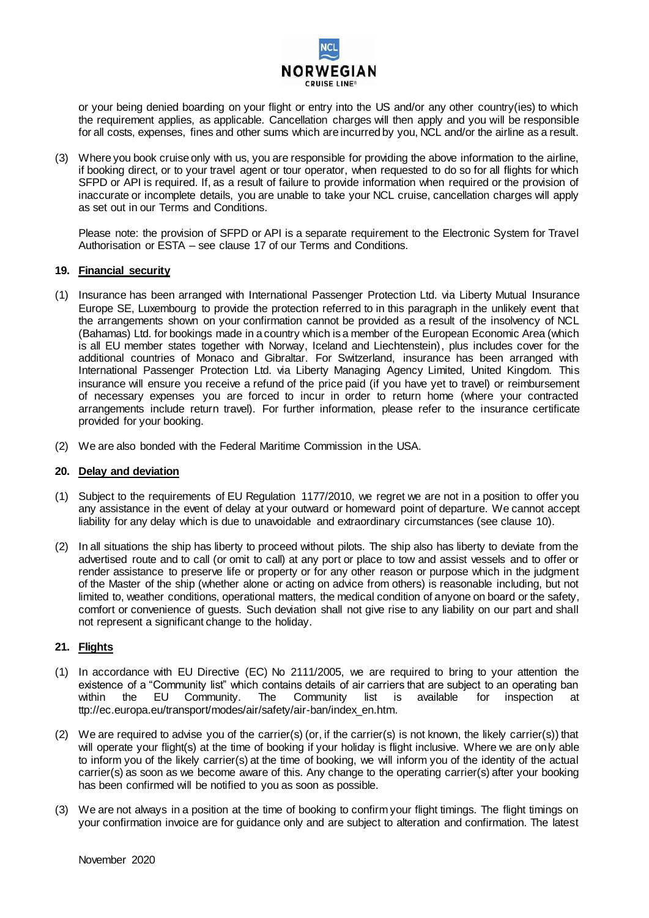or your being denied boarding on your flight or entry into the US and/or any other country(ies) to which the requirement applies, as applicable. Cancellation charges will then apply and you will be responsible for all costs, expenses, fines and other sums which are incurred by you, NCL and/or the airline as a result.

(3) Where you book cruise only with us, you are responsible for providing the above information to the airline, if booking direct, or to your travel agent or tour operator, when requested to do so for all flights for which SFPD or API is required. If, as a result of failure to provide information when required or the provision of inaccurate or incomplete details, you are unable to take your NCL cruise, cancellation charges will apply as set out in our Terms and Conditions.

Please note: the provision of SFPD or API is a separate requirement to the Electronic System for Travel Authorisation or ESTA – see clause 17 of our Terms and Conditions.

**19. Financial security**

(1) Insurance has been arranged with International Passenger Protection Ltd. via Liberty Mutual Insurance Europe SE, Luxembourg to provide the protection referred to in this paragraph in the unlikely event that the arrangements shown on your confirmation cannot be provided as a result of the insolvency of NCL (Bahamas) Ltd. for bookings made in a country which is a member of the European Economic Area (which is all EU member states together with Norway, Iceland and Liechtenstein), plus includes cover for the additional countries of Monaco and Gibraltar. For Switzerland, insurance has been arranged with International Passenger Protection Ltd. via Liberty Managing Agency Limited, United Kingdom. This insurance will ensure you receive a refund of the price paid (if you have yet to travel) or reimbursement of necessary expenses you are forced to incur in order to return home (where your contracted arrangements include return travel). For further information, please refer to the insurance certificate provided for your booking.

(2) We are also bonded with the Federal Maritime Commission in the USA.

**20. Delay and deviation**

(1) Subject to the requirements of EU Regulation 1177/2010, we regret we are not in a position to offer you any assistance in the event of delay at your outward or homeward point of departure. We cannot accept liability for any delay which is due to unavoidable and extraordinary circumstances (see clause 10).

(2) In all situations the ship has liberty to proceed without pilots. The ship also has liberty to deviate from the advertised route and to call (or omit to call) at any port or place to tow and assist vessels and to offer or render assistance to preserve life or property or for any other reason or purpose which in the judgment of the Master of the ship (whether alone or acting on advice from others) is reasonable including, but not limited to, weather conditions, operational matters, the medical condition of anyone on board or the safety, comfort or convenience of guests. Such deviation shall not give rise to any liability on our part and shall not represent a significant change to the holiday.

**21. Flights**

(1) In accordance with EU Directive (EC) No 2111/2005, we are required to bring to your attention the existence of a "Community list" which contains details of air carriers that are subject to an operating ban within the EU Community. The Community list is available for inspection at ttp://ec.europa.eu/transport/modes/air/safety/air-ban/index_en.htm.

(2) We are required to advise you of the carrier(s) (or, if the carrier(s) is not known, the likely carrier(s)) that will operate your flight(s) at the time of booking if your holiday is flight inclusive. Where we are only able to inform you of the likely carrier(s) at the time of booking, we will inform you of the identity of the actual carrier(s) as soon as we become aware of this. Any change to the operating carrier(s) after your booking has been confirmed will be notified to you as soon as possible.

(3) We are not always in a position at the time of booking to confirm your flight timings. The flight timings on your confirmation invoice are for guidance only and are subject to alteration and confirmation. The latest

November 2020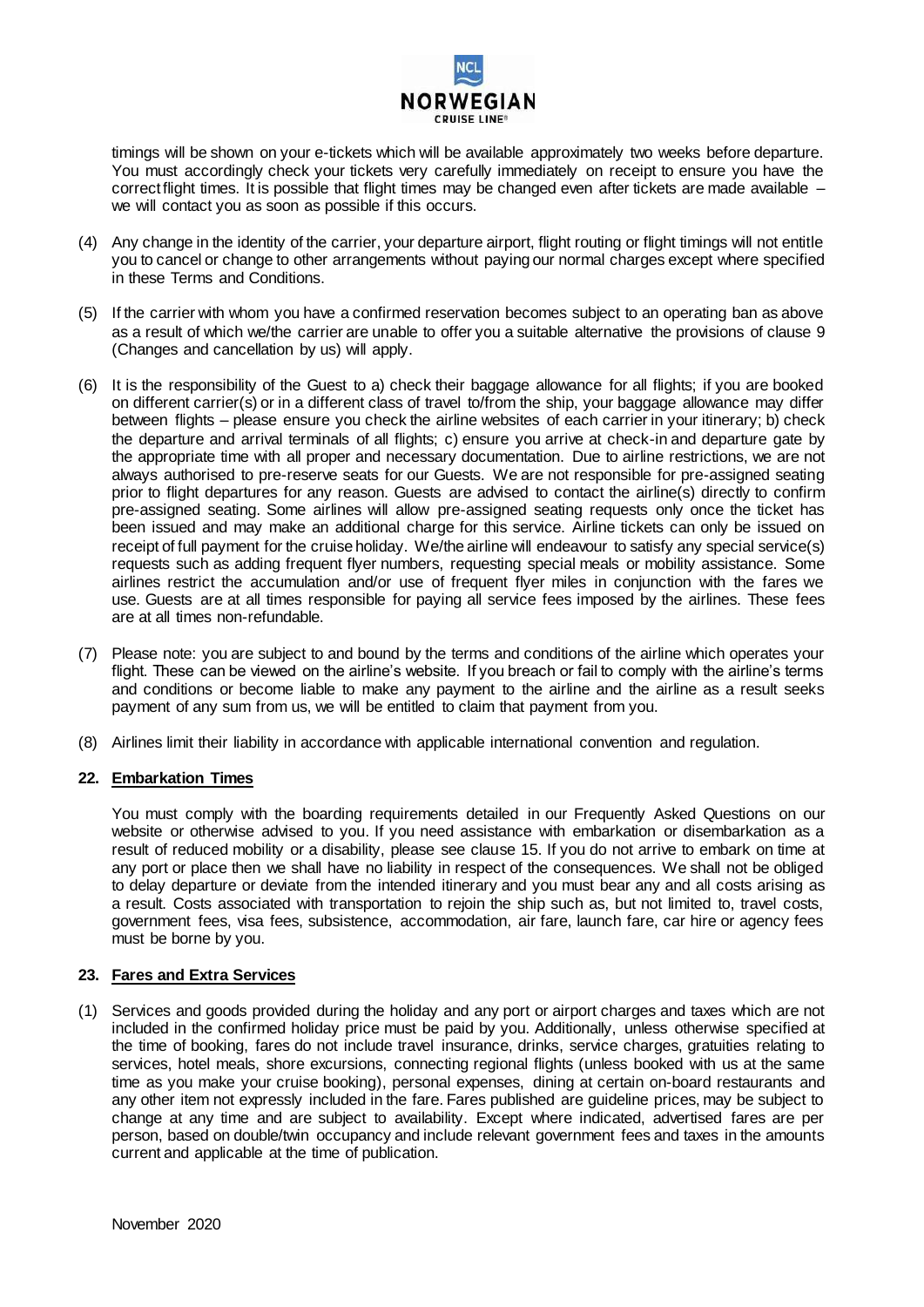timings will be shown on your e-tickets which will be available approximately two weeks before departure. You must accordingly check your tickets very carefully immediately on receipt to ensure you have the correct flight times. It is possible that flight times may be changed even after tickets are made available – we will contact you as soon as possible if this occurs.

(4) Any change in the identity of the carrier, your departure airport, flight routing or flight timings will not entitle you to cancel or change to other arrangements without paying our normal charges except where specified in these Terms and Conditions.

(5) If the carrier with whom you have a confirmed reservation becomes subject to an operating ban as above as a result of which we/the carrier are unable to offer you a suitable alternative the provisions of clause 9 (Changes and cancellation by us) will apply.

(6) It is the responsibility of the Guest to a) check their baggage allowance for all flights; if you are booked on different carrier(s) or in a different class of travel to/from the ship, your baggage allowance may differ between flights – please ensure you check the airline websites of each carrier in your itinerary; b) check the departure and arrival terminals of all flights; c) ensure you arrive at check-in and departure gate by the appropriate time with all proper and necessary documentation. Due to airline restrictions, we are not always authorised to pre-reserve seats for our Guests. We are not responsible for pre-assigned seating prior to flight departures for any reason. Guests are advised to contact the airline(s) directly to confirm pre-assigned seating. Some airlines will allow pre-assigned seating requests only once the ticket has been issued and may make an additional charge for this service. Airline tickets can only be issued on receipt of full payment for the cruise holiday. We/the airline will endeavour to satisfy any special service(s) requests such as adding frequent flyer numbers, requesting special meals or mobility assistance. Some airlines restrict the accumulation and/or use of frequent flyer miles in conjunction with the fares we use. Guests are at all times responsible for paying all service fees imposed by the airlines. These fees are at all times non-refundable.

(7) Please note: you are subject to and bound by the terms and conditions of the airline which operates your flight. These can be viewed on the airline's website. If you breach or fail to comply with the airline's terms and conditions or become liable to make any payment to the airline and the airline as a result seeks payment of any sum from us, we will be entitled to claim that payment from you.

(8) Airlines limit their liability in accordance with applicable international convention and regulation.

## 22. Embarkation Times

You must comply with the boarding requirements detailed in our Frequently Asked Questions on our website or otherwise advised to you. If you need assistance with embarkation or disembarkation as a result of reduced mobility or a disability, please see clause 15. If you do not arrive to embark on time at any port or place then we shall have no liability in respect of the consequences. We shall not be obliged to delay departure or deviate from the intended itinerary and you must bear any and all costs arising as a result. Costs associated with transportation to rejoin the ship such as, but not limited to, travel costs, government fees, visa fees, subsistence, accommodation, air fare, launch fare, car hire or agency fees must be borne by you.

## 23. Fares and Extra Services

(1) Services and goods provided during the holiday and any port or airport charges and taxes which are not included in the confirmed holiday price must be paid by you. Additionally, unless otherwise specified at the time of booking, fares do not include travel insurance, drinks, service charges, gratuities relating to services, hotel meals, shore excursions, connecting regional flights (unless booked with us at the same time as you make your cruise booking), personal expenses, dining at certain on-board restaurants and any other item not expressly included in the fare. Fares published are guideline prices, may be subject to change at any time and are subject to availability. Except where indicated, advertised fares are per person, based on double/twin occupancy and include relevant government fees and taxes in the amounts current and applicable at the time of publication.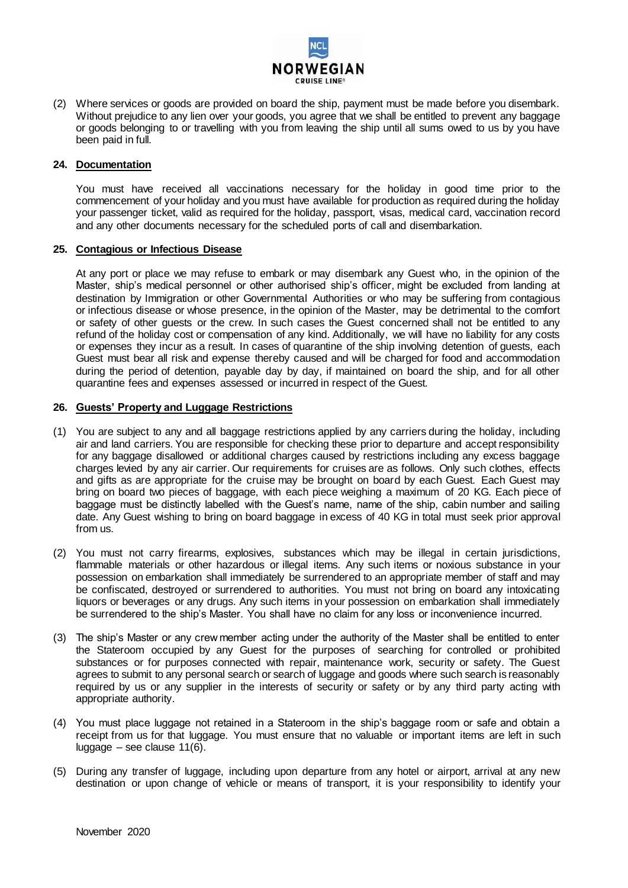(2) Where services or goods are provided on board the ship, payment must be made before you disembark. Without prejudice to any lien over your goods, you agree that we shall be entitled to prevent any baggage or goods belonging to or travelling with you from leaving the ship until all sums owed to us by you have been paid in full.

**24. Documentation**

You must have received all vaccinations necessary for the holiday in good time prior to the commencement of your holiday and you must have available for production as required during the holiday your passenger ticket, valid as required for the holiday, passport, visas, medical card, vaccination record and any other documents necessary for the scheduled ports of call and disembarkation.

**25. Contagious or Infectious Disease**

At any port or place we may refuse to embark or may disembark any Guest who, in the opinion of the Master, ship's medical personnel or other authorised ship's officer, might be excluded from landing at destination by Immigration or other Governmental Authorities or who may be suffering from contagious or infectious disease or whose presence, in the opinion of the Master, may be detrimental to the comfort or safety of other guests or the crew. In such cases the Guest concerned shall not be entitled to any refund of the holiday cost or compensation of any kind. Additionally, we will have no liability for any costs or expenses they incur as a result. In cases of quarantine of the ship involving detention of guests, each Guest must bear all risk and expense thereby caused and will be charged for food and accommodation during the period of detention, payable day by day, if maintained on board the ship, and for all other quarantine fees and expenses assessed or incurred in respect of the Guest.

**26. Guests' Property and Luggage Restrictions**

(1) You are subject to any and all baggage restrictions applied by any carriers during the holiday, including air and land carriers. You are responsible for checking these prior to departure and accept responsibility for any baggage disallowed or additional charges caused by restrictions including any excess baggage charges levied by any air carrier. Our requirements for cruises are as follows. Only such clothes, effects and gifts as are appropriate for the cruise may be brought on board by each Guest. Each Guest may bring on board two pieces of baggage, with each piece weighing a maximum of 20 KG. Each piece of baggage must be distinctly labelled with the Guest's name, name of the ship, cabin number and sailing date. Any Guest wishing to bring on board baggage in excess of 40 KG in total must seek prior approval from us.

(2) You must not carry firearms, explosives, substances which may be illegal in certain jurisdictions, flammable materials or other hazardous or illegal items. Any such items or noxious substance in your possession on embarkation shall immediately be surrendered to an appropriate member of staff and may be confiscated, destroyed or surrendered to authorities. You must not bring on board any intoxicating liquors or beverages or any drugs. Any such items in your possession on embarkation shall immediately be surrendered to the ship's Master. You shall have no claim for any loss or inconvenience incurred.

(3) The ship's Master or any crew member acting under the authority of the Master shall be entitled to enter the Stateroom occupied by any Guest for the purposes of searching for controlled or prohibited substances or for purposes connected with repair, maintenance work, security or safety. The Guest agrees to submit to any personal search or search of luggage and goods where such search is reasonably required by us or any supplier in the interests of security or safety or by any third party acting with appropriate authority.

(4) You must place luggage not retained in a Stateroom in the ship's baggage room or safe and obtain a receipt from us for that luggage. You must ensure that no valuable or important items are left in such luggage – see clause 11(6).

(5) During any transfer of luggage, including upon departure from any hotel or airport, arrival at any new destination or upon change of vehicle or means of transport, it is your responsibility to identify your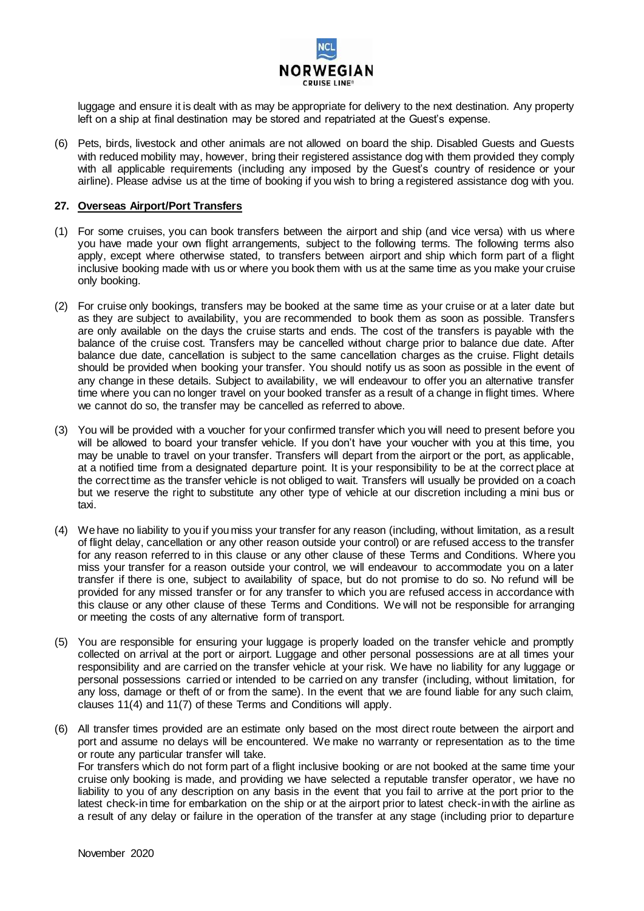luggage and ensure it is dealt with as may be appropriate for delivery to the next destination. Any property left on a ship at final destination may be stored and repatriated at the Guest's expense.

(6) Pets, birds, livestock and other animals are not allowed on board the ship. Disabled Guests and Guests with reduced mobility may, however, bring their registered assistance dog with them provided they comply with all applicable requirements (including any imposed by the Guest's country of residence or your airline). Please advise us at the time of booking if you wish to bring a registered assistance dog with you.

## 27. Overseas Airport/Port Transfers

(1) For some cruises, you can book transfers between the airport and ship (and vice versa) with us where you have made your own flight arrangements, subject to the following terms. The following terms also apply, except where otherwise stated, to transfers between airport and ship which form part of a flight inclusive booking made with us or where you book them with us at the same time as you make your cruise only booking.

(2) For cruise only bookings, transfers may be booked at the same time as your cruise or at a later date but as they are subject to availability, you are recommended to book them as soon as possible. Transfers are only available on the days the cruise starts and ends. The cost of the transfers is payable with the balance of the cruise cost. Transfers may be cancelled without charge prior to balance due date. After balance due date, cancellation is subject to the same cancellation charges as the cruise. Flight details should be provided when booking your transfer. You should notify us as soon as possible in the event of any change in these details. Subject to availability, we will endeavour to offer you an alternative transfer time where you can no longer travel on your booked transfer as a result of a change in flight times. Where we cannot do so, the transfer may be cancelled as referred to above.

(3) You will be provided with a voucher for your confirmed transfer which you will need to present before you will be allowed to board your transfer vehicle. If you don't have your voucher with you at this time, you may be unable to travel on your transfer. Transfers will depart from the airport or the port, as applicable, at a notified time from a designated departure point. It is your responsibility to be at the correct place at the correct time as the transfer vehicle is not obliged to wait. Transfers will usually be provided on a coach but we reserve the right to substitute any other type of vehicle at our discretion including a mini bus or taxi.

(4) We have no liability to you if you miss your transfer for any reason (including, without limitation, as a result of flight delay, cancellation or any other reason outside your control) or are refused access to the transfer for any reason referred to in this clause or any other clause of these Terms and Conditions. Where you miss your transfer for a reason outside your control, we will endeavour to accommodate you on a later transfer if there is one, subject to availability of space, but do not promise to do so. No refund will be provided for any missed transfer or for any transfer to which you are refused access in accordance with this clause or any other clause of these Terms and Conditions. We will not be responsible for arranging or meeting the costs of any alternative form of transport.

(5) You are responsible for ensuring your luggage is properly loaded on the transfer vehicle and promptly collected on arrival at the port or airport. Luggage and other personal possessions are at all times your responsibility and are carried on the transfer vehicle at your risk. We have no liability for any luggage or personal possessions carried or intended to be carried on any transfer (including, without limitation, for any loss, damage or theft of or from the same). In the event that we are found liable for any such claim, clauses 11(4) and 11(7) of these Terms and Conditions will apply.

(6) All transfer times provided are an estimate only based on the most direct route between the airport and port and assume no delays will be encountered. We make no warranty or representation as to the time or route any particular transfer will take.
For transfers which do not form part of a flight inclusive booking or are not booked at the same time your cruise only booking is made, and providing we have selected a reputable transfer operator, we have no liability to you of any description on any basis in the event that you fail to arrive at the port prior to the latest check-in time for embarkation on the ship or at the airport prior to latest check-in with the airline as a result of any delay or failure in the operation of the transfer at any stage (including prior to departure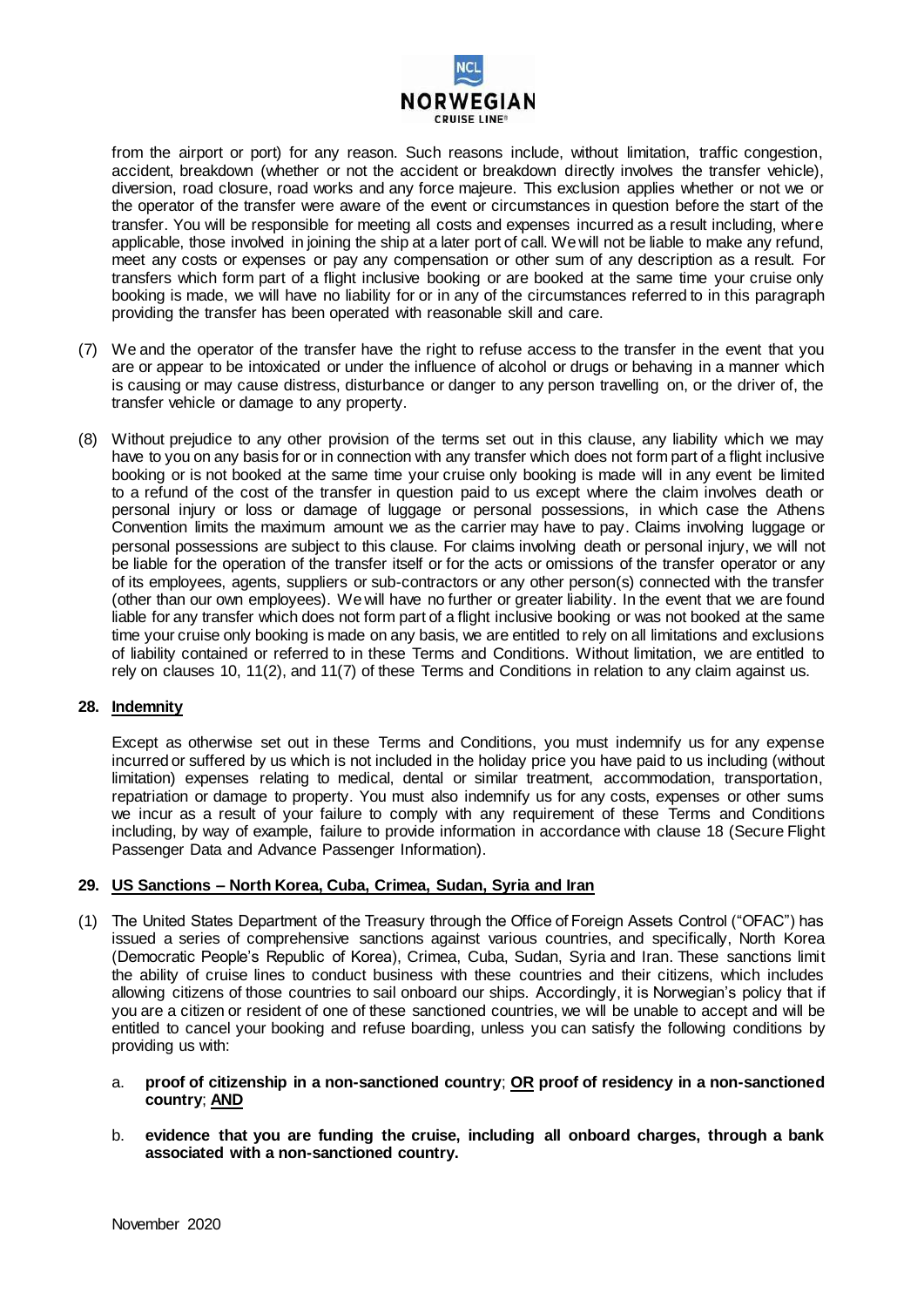from the airport or port) for any reason. Such reasons include, without limitation, traffic congestion, accident, breakdown (whether or not the accident or breakdown directly involves the transfer vehicle), diversion, road closure, road works and any force majeure. This exclusion applies whether or not we or the operator of the transfer were aware of the event or circumstances in question before the start of the transfer. You will be responsible for meeting all costs and expenses incurred as a result including, where applicable, those involved in joining the ship at a later port of call. We will not be liable to make any refund, meet any costs or expenses or pay any compensation or other sum of any description as a result. For transfers which form part of a flight inclusive booking or are booked at the same time your cruise only booking is made, we will have no liability for or in any of the circumstances referred to in this paragraph providing the transfer has been operated with reasonable skill and care.

(7) We and the operator of the transfer have the right to refuse access to the transfer in the event that you are or appear to be intoxicated or under the influence of alcohol or drugs or behaving in a manner which is causing or may cause distress, disturbance or danger to any person travelling on, or the driver of, the transfer vehicle or damage to any property.

(8) Without prejudice to any other provision of the terms set out in this clause, any liability which we may have to you on any basis for or in connection with any transfer which does not form part of a flight inclusive booking or is not booked at the same time your cruise only booking is made will in any event be limited to a refund of the cost of the transfer in question paid to us except where the claim involves death or personal injury or loss or damage of luggage or personal possessions, in which case the Athens Convention limits the maximum amount we as the carrier may have to pay. Claims involving luggage or personal possessions are subject to this clause. For claims involving death or personal injury, we will not be liable for the operation of the transfer itself or for the acts or omissions of the transfer operator or any of its employees, agents, suppliers or sub-contractors or any other person(s) connected with the transfer (other than our own employees). We will have no further or greater liability. In the event that we are found liable for any transfer which does not form part of a flight inclusive booking or was not booked at the same time your cruise only booking is made on any basis, we are entitled to rely on all limitations and exclusions of liability contained or referred to in these Terms and Conditions. Without limitation, we are entitled to rely on clauses 10, 11(2), and 11(7) of these Terms and Conditions in relation to any claim against us.

## 28. Indemnity

Except as otherwise set out in these Terms and Conditions, you must indemnify us for any expense incurred or suffered by us which is not included in the holiday price you have paid to us including (without limitation) expenses relating to medical, dental or similar treatment, accommodation, transportation, repatriation or damage to property. You must also indemnify us for any costs, expenses or other sums we incur as a result of your failure to comply with any requirement of these Terms and Conditions including, by way of example, failure to provide information in accordance with clause 18 (Secure Flight Passenger Data and Advance Passenger Information).

## 29. US Sanctions – North Korea, Cuba, Crimea, Sudan, Syria and Iran

(1) The United States Department of the Treasury through the Office of Foreign Assets Control ("OFAC") has issued a series of comprehensive sanctions against various countries, and specifically, North Korea (Democratic People's Republic of Korea), Crimea, Cuba, Sudan, Syria and Iran. These sanctions limit the ability of cruise lines to conduct business with these countries and their citizens, which includes allowing citizens of those countries to sail onboard our ships. Accordingly, it is Norwegian's policy that if you are a citizen or resident of one of these sanctioned countries, we will be unable to accept and will be entitled to cancel your booking and refuse boarding, unless you can satisfy the following conditions by providing us with:

a. **proof of citizenship in a non-sanctioned country**; **OR proof of residency in a non-sanctioned country**; **AND**

b. **evidence that you are funding the cruise, including all onboard charges, through a bank associated with a non-sanctioned country.**

November 2020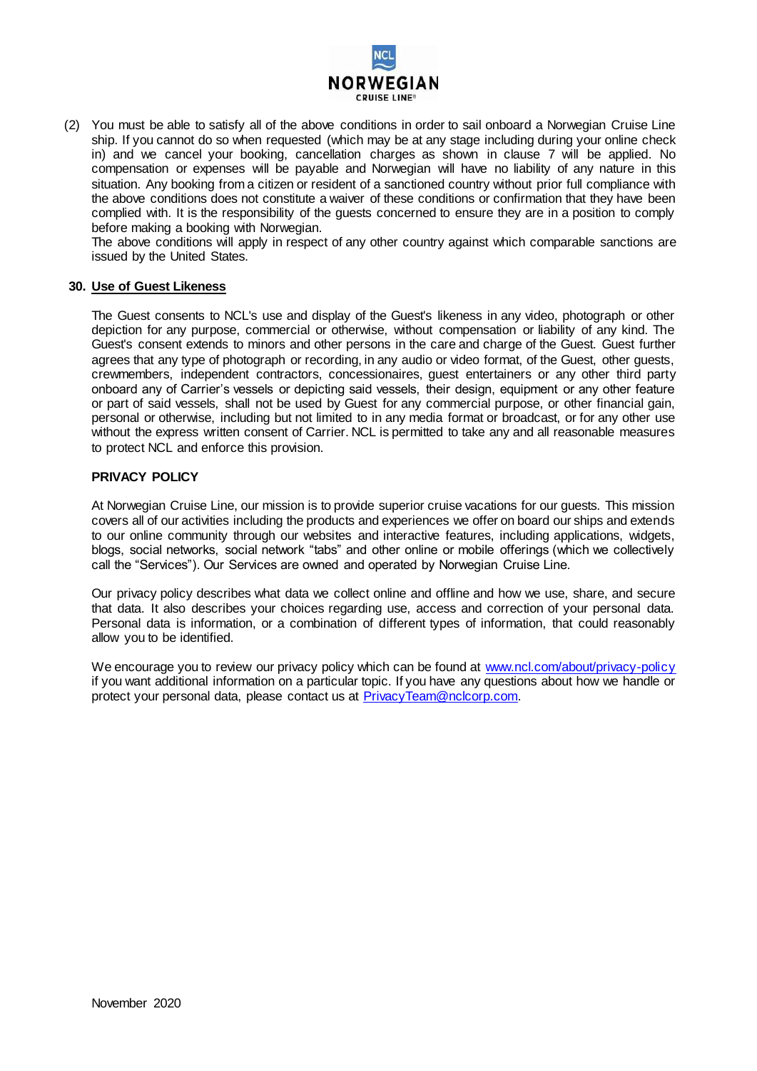(2) You must be able to satisfy all of the above conditions in order to sail onboard a Norwegian Cruise Line ship. If you cannot do so when requested (which may be at any stage including during your online check in) and we cancel your booking, cancellation charges as shown in clause 7 will be applied. No compensation or expenses will be payable and Norwegian will have no liability of any nature in this situation. Any booking from a citizen or resident of a sanctioned country without prior full compliance with the above conditions does not constitute a waiver of these conditions or confirmation that they have been complied with. It is the responsibility of the guests concerned to ensure they are in a position to comply before making a booking with Norwegian.
The above conditions will apply in respect of any other country against which comparable sanctions are issued by the United States.

**30. <u>Use of Guest Likeness</u>**

The Guest consents to NCL's use and display of the Guest's likeness in any video, photograph or other depiction for any purpose, commercial or otherwise, without compensation or liability of any kind. The Guest's consent extends to minors and other persons in the care and charge of the Guest. Guest further agrees that any type of photograph or recording, in any audio or video format, of the Guest, other guests, crewmembers, independent contractors, concessionaires, guest entertainers or any other third party onboard any of Carrier's vessels or depicting said vessels, their design, equipment or any other feature or part of said vessels, shall not be used by Guest for any commercial purpose, or other financial gain, personal or otherwise, including but not limited to in any media format or broadcast, or for any other use without the express written consent of Carrier. NCL is permitted to take any and all reasonable measures to protect NCL and enforce this provision.

**PRIVACY POLICY**

At Norwegian Cruise Line, our mission is to provide superior cruise vacations for our guests. This mission covers all of our activities including the products and experiences we offer on board our ships and extends to our online community through our websites and interactive features, including applications, widgets, blogs, social networks, social network "tabs" and other online or mobile offerings (which we collectively call the "Services"). Our Services are owned and operated by Norwegian Cruise Line.

Our privacy policy describes what data we collect online and offline and how we use, share, and secure that data. It also describes your choices regarding use, access and correction of your personal data. Personal data is information, or a combination of different types of information, that could reasonably allow you to be identified.

We encourage you to review our privacy policy which can be found at [www.ncl.com/about/privacy-policy](www.ncl.com/about/privacy-policy) if you want additional information on a particular topic. If you have any questions about how we handle or protect your personal data, please contact us at [PrivacyTeam@nclcorp.com](mailto:PrivacyTeam@nclcorp.com).

November 2020